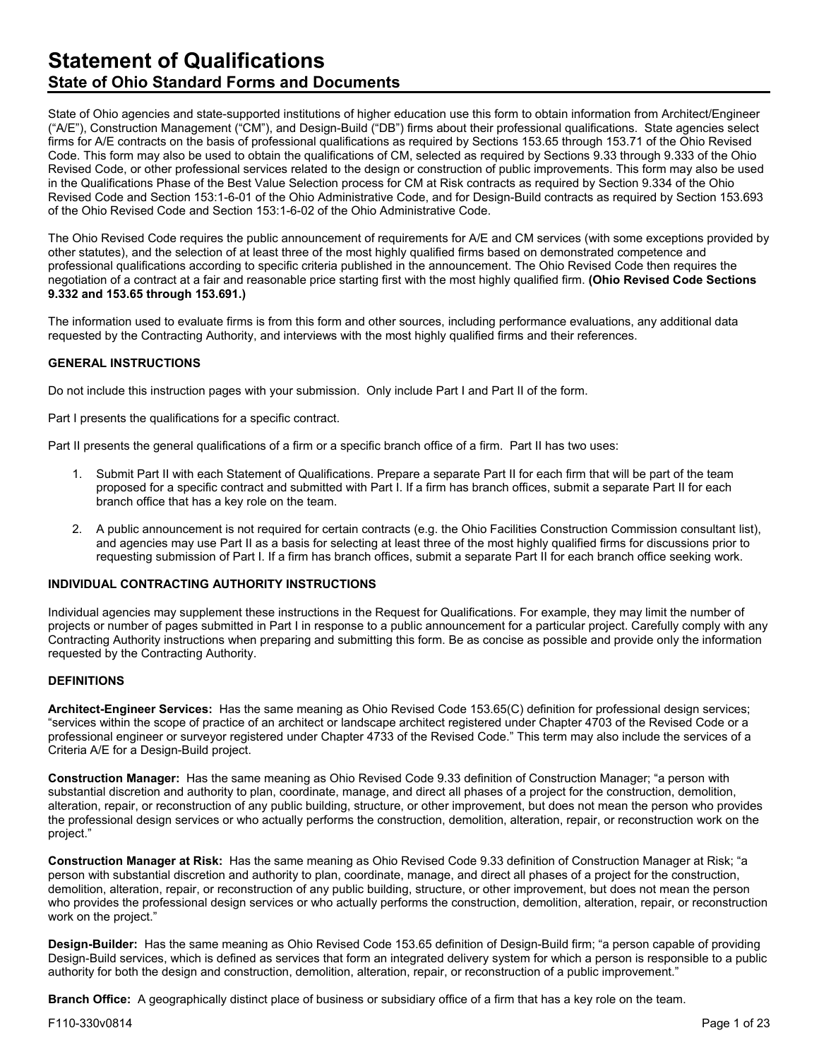# Statement of Qualifications

## State of Ohio Standard Forms and Documents

State of Ohio agencies and state-supported institutions of higher education use this form to obtain information from Architect/Engineer ("A/E"), Construction Management ("CM"), and Design-Build ("DB") firms about their professional qualifications. State agencies select firms for A/E contracts on the basis of professional qualifications as required by Sections 153.65 through 153.71 of the Ohio Revised Code. This form may also be used to obtain the qualifications of CM, selected as required by Sections 9.33 through 9.333 of the Ohio Revised Code, or other professional services related to the design or construction of public improvements. This form may also be used in the Qualifications Phase of the Best Value Selection process for CM at Risk contracts as required by Section 9.334 of the Ohio Revised Code and Section 153:1-6-01 of the Ohio Administrative Code, and for Design-Build contracts as required by Section 153.693 of the Ohio Revised Code and Section 153:1-6-02 of the Ohio Administrative Code.

The Ohio Revised Code requires the public announcement of requirements for A/E and CM services (with some exceptions provided by other statutes), and the selection of at least three of the most highly qualified firms based on demonstrated competence and professional qualifications according to specific criteria published in the announcement. The Ohio Revised Code then requires the negotiation of a contract at a fair and reasonable price starting first with the most highly qualified firm. **(Ohio Revised Code Sections 9.332 and 153.65 through 153.691.)**

The information used to evaluate firms is from this form and other sources, including performance evaluations, any additional data requested by the Contracting Authority, and interviews with the most highly qualified firms and their references.

#### GENERAL INSTRUCTIONS

Do not include this instruction pages with your submission. Only include Part I and Part II of the form.

Part I presents the qualifications for a specific contract.

Part II presents the general qualifications of a firm or a specific branch office of a firm. Part II has two uses:

1. Submit Part II with each Statement of Qualifications. Prepare a separate Part II for each firm that will be part of the team proposed for a specific contract and submitted with Part I. If a firm has branch offices, submit a separate Part II for each branch office that has a key role on the team.
2. A public announcement is not required for certain contracts (e.g. the Ohio Facilities Construction Commission consultant list), and agencies may use Part II as a basis for selecting at least three of the most highly qualified firms for discussions prior to requesting submission of Part I. If a firm has branch offices, submit a separate Part II for each branch office seeking work.

#### INDIVIDUAL CONTRACTING AUTHORITY INSTRUCTIONS

Individual agencies may supplement these instructions in the Request for Qualifications. For example, they may limit the number of projects or number of pages submitted in Part I in response to a public announcement for a particular project. Carefully comply with any Contracting Authority instructions when preparing and submitting this form. Be as concise as possible and provide only the information requested by the Contracting Authority.

#### DEFINITIONS

**Architect-Engineer Services:** Has the same meaning as Ohio Revised Code 153.65(C) definition for professional design services; "services within the scope of practice of an architect or landscape architect registered under Chapter 4703 of the Revised Code or a professional engineer or surveyor registered under Chapter 4733 of the Revised Code." This term may also include the services of a Criteria A/E for a Design-Build project.

**Construction Manager:** Has the same meaning as Ohio Revised Code 9.33 definition of Construction Manager; "a person with substantial discretion and authority to plan, coordinate, manage, and direct all phases of a project for the construction, demolition, alteration, repair, or reconstruction of any public building, structure, or other improvement, but does not mean the person who provides the professional design services or who actually performs the construction, demolition, alteration, repair, or reconstruction work on the project."

**Construction Manager at Risk:** Has the same meaning as Ohio Revised Code 9.33 definition of Construction Manager at Risk; "a person with substantial discretion and authority to plan, coordinate, manage, and direct all phases of a project for the construction, demolition, alteration, repair, or reconstruction of any public building, structure, or other improvement, but does not mean the person who provides the professional design services or who actually performs the construction, demolition, alteration, repair, or reconstruction work on the project."

**Design-Builder:** Has the same meaning as Ohio Revised Code 153.65 definition of Design-Build firm; "a person capable of providing Design-Build services, which is defined as services that form an integrated delivery system for which a person is responsible to a public authority for both the design and construction, demolition, alteration, repair, or reconstruction of a public improvement."

**Branch Office:** A geographically distinct place of business or subsidiary office of a firm that has a key role on the team.

F110-330v0814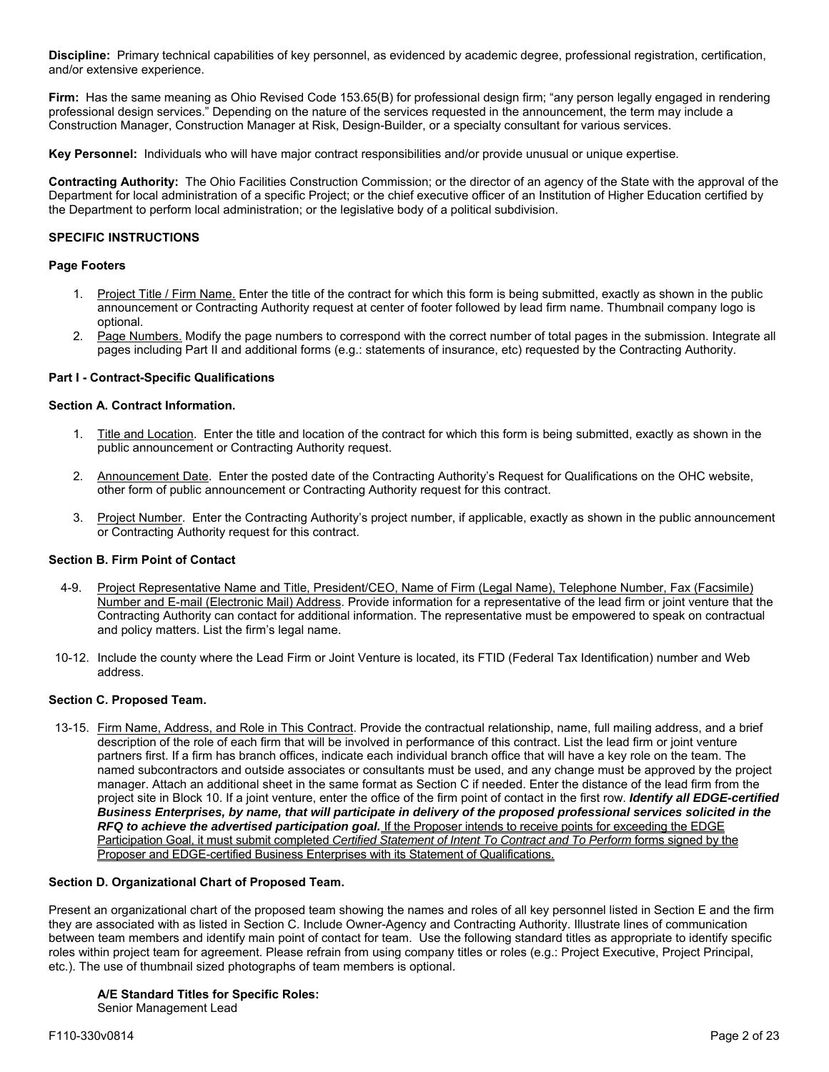**Discipline:** Primary technical capabilities of key personnel, as evidenced by academic degree, professional registration, certification, and/or extensive experience.

**Firm:** Has the same meaning as Ohio Revised Code 153.65(B) for professional design firm; "any person legally engaged in rendering professional design services." Depending on the nature of the services requested in the announcement, the term may include a Construction Manager, Construction Manager at Risk, Design-Builder, or a specialty consultant for various services.

**Key Personnel:** Individuals who will have major contract responsibilities and/or provide unusual or unique expertise.

**Contracting Authority:** The Ohio Facilities Construction Commission; or the director of an agency of the State with the approval of the Department for local administration of a specific Project; or the chief executive officer of an Institution of Higher Education certified by the Department to perform local administration; or the legislative body of a political subdivision.

## SPECIFIC INSTRUCTIONS

### Page Footers

1. Project Title / Firm Name. Enter the title of the contract for which this form is being submitted, exactly as shown in the public announcement or Contracting Authority request at center of footer followed by lead firm name. Thumbnail company logo is optional.
2. Page Numbers. Modify the page numbers to correspond with the correct number of total pages in the submission. Integrate all pages including Part II and additional forms (e.g.: statements of insurance, etc) requested by the Contracting Authority.

### Part I - Contract-Specific Qualifications

#### Section A. Contract Information.

1. Title and Location. Enter the title and location of the contract for which this form is being submitted, exactly as shown in the public announcement or Contracting Authority request.
2. Announcement Date. Enter the posted date of the Contracting Authority's Request for Qualifications on the OHC website, other form of public announcement or Contracting Authority request for this contract.
3. Project Number. Enter the Contracting Authority's project number, if applicable, exactly as shown in the public announcement or Contracting Authority request for this contract.

#### Section B. Firm Point of Contact

4-9. Project Representative Name and Title, President/CEO, Name of Firm (Legal Name), Telephone Number, Fax (Facsimile) Number and E-mail (Electronic Mail) Address. Provide information for a representative of the lead firm or joint venture that the Contracting Authority can contact for additional information. The representative must be empowered to speak on contractual and policy matters. List the firm's legal name.

10-12. Include the county where the Lead Firm or Joint Venture is located, its FTID (Federal Tax Identification) number and Web address.

#### Section C. Proposed Team.

13-15. Firm Name, Address, and Role in This Contract. Provide the contractual relationship, name, full mailing address, and a brief description of the role of each firm that will be involved in performance of this contract. List the lead firm or joint venture partners first. If a firm has branch offices, indicate each individual branch office that will have a key role on the team. The named subcontractors and outside associates or consultants must be used, and any change must be approved by the project manager. Attach an additional sheet in the same format as Section C if needed. Enter the distance of the lead firm from the project site in Block 10. If a joint venture, enter the office of the firm point of contact in the first row. ***Identify all EDGE-certified Business Enterprises, by name, that will participate in delivery of the proposed professional services solicited in the RFQ to achieve the advertised participation goal.*** If the Proposer intends to receive points for exceeding the EDGE Participation Goal, it must submit completed *Certified Statement of Intent To Contract and To Perform* forms signed by the Proposer and EDGE-certified Business Enterprises with its Statement of Qualifications.

#### Section D. Organizational Chart of Proposed Team.

Present an organizational chart of the proposed team showing the names and roles of all key personnel listed in Section E and the firm they are associated with as listed in Section C. Include Owner-Agency and Contracting Authority. Illustrate lines of communication between team members and identify main point of contact for team. Use the following standard titles as appropriate to identify specific roles within project team for agreement. Please refrain from using company titles or roles (e.g.: Project Executive, Project Principal, etc.). The use of thumbnail sized photographs of team members is optional.

**A/E Standard Titles for Specific Roles:**
Senior Management Lead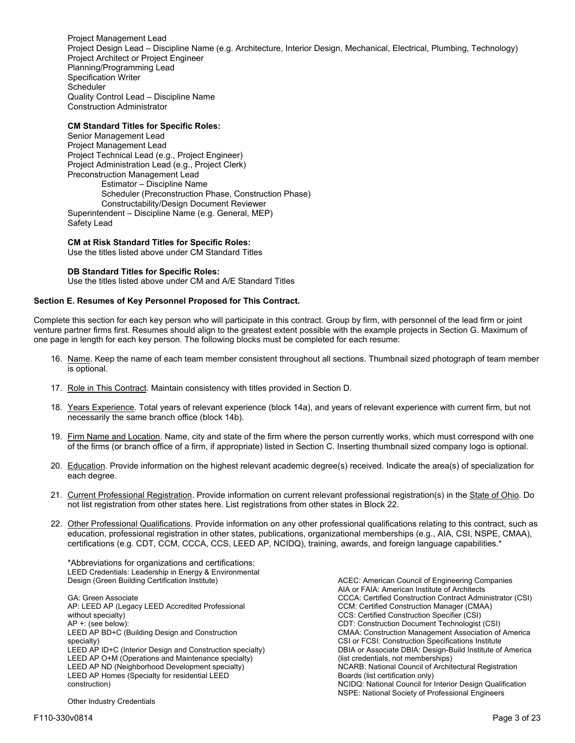Project Management Lead
Project Design Lead – Discipline Name (e.g. Architecture, Interior Design, Mechanical, Electrical, Plumbing, Technology)
Project Architect or Project Engineer
Planning/Programming Lead
Specification Writer
Scheduler
Quality Control Lead – Discipline Name
Construction Administrator

**CM Standard Titles for Specific Roles:**
Senior Management Lead
Project Management Lead
Project Technical Lead (e.g., Project Engineer)
Project Administration Lead (e.g., Project Clerk)
Preconstruction Management Lead
- Estimator – Discipline Name
- Scheduler (Preconstruction Phase, Construction Phase)
- Constructability/Design Document Reviewer

Superintendent – Discipline Name (e.g. General, MEP)
Safety Lead

**CM at Risk Standard Titles for Specific Roles:**
Use the titles listed above under CM Standard Titles

**DB Standard Titles for Specific Roles:**
Use the titles listed above under CM and A/E Standard Titles

**Section E. Resumes of Key Personnel Proposed for This Contract.**

Complete this section for each key person who will participate in this contract. Group by firm, with personnel of the lead firm or joint venture partner firms first. Resumes should align to the greatest extent possible with the example projects in Section G. Maximum of one page in length for each key person. The following blocks must be completed for each resume:

16. Name. Keep the name of each team member consistent throughout all sections. Thumbnail sized photograph of team member is optional.
17. Role in This Contract. Maintain consistency with titles provided in Section D.
18. Years Experience. Total years of relevant experience (block 14a), and years of relevant experience with current firm, but not necessarily the same branch office (block 14b).
19. Firm Name and Location. Name, city and state of the firm where the person currently works, which must correspond with one of the firms (or branch office of a firm, if appropriate) listed in Section C. Inserting thumbnail sized company logo is optional.
20. Education. Provide information on the highest relevant academic degree(s) received. Indicate the area(s) of specialization for each degree.
21. Current Professional Registration. Provide information on current relevant professional registration(s) in the State of Ohio. Do not list registration from other states here. List registrations from other states in Block 22.
22. Other Professional Qualifications. Provide information on any other professional qualifications relating to this contract, such as education, professional registration in other states, publications, organizational memberships (e.g., AIA, CSI, NSPE, CMAA), certifications (e.g. CDT, CCM, CCCA, CCS, LEED AP, NCIDQ), training, awards, and foreign language capabilities.*

*Abbreviations for organizations and certifications:
LEED Credentials: Leadership in Energy & Environmental Design (Green Building Certification Institute)

GA: Green Associate
AP: LEED AP (Legacy LEED Accredited Professional without specialty)
AP +: (see below):
LEED AP BD+C (Building Design and Construction specialty)
LEED AP ID+C (Interior Design and Construction specialty)
LEED AP O+M (Operations and Maintenance specialty)
LEED AP ND (Neighborhood Development specialty)
LEED AP Homes (Specialty for residential LEED construction)

Other Industry Credentials

ACEC: American Council of Engineering Companies
AIA or FAIA: American Institute of Architects
CCCA: Certified Construction Contract Administrator (CSI)
CCM: Certified Construction Manager (CMAA)
CCS: Certified Construction Specifier (CSI)
CDT: Construction Document Technologist (CSI)
CMAA: Construction Management Association of America
CSI or FCSI: Construction Specifications Institute
DBIA or Associate DBIA: Design-Build Institute of America (list credentials, not memberships)
NCARB: National Council of Architectural Registration Boards (list certification only)
NCIDQ: National Council for Interior Design Qualification
NSPE: National Society of Professional Engineers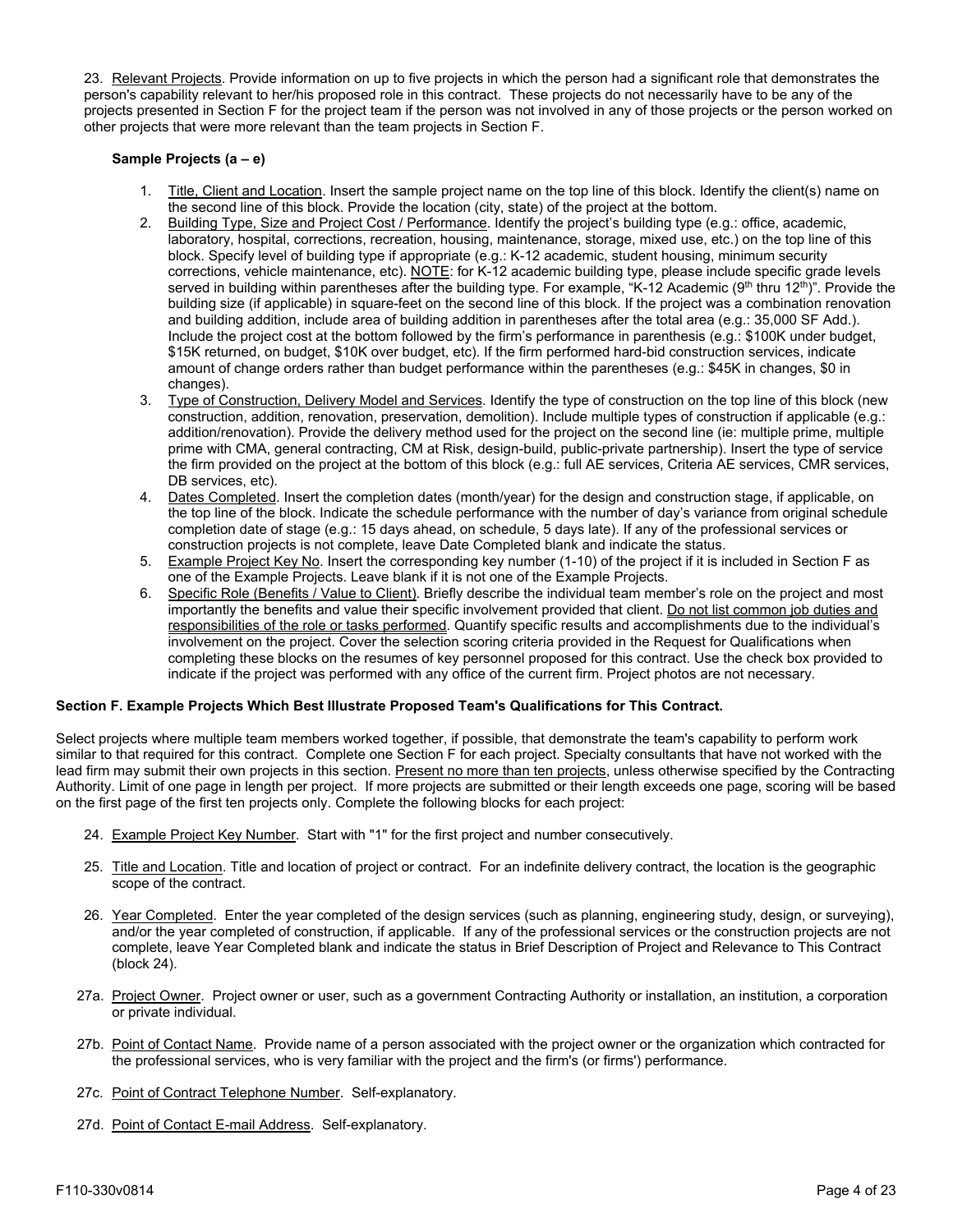23. Relevant Projects. Provide information on up to five projects in which the person had a significant role that demonstrates the person's capability relevant to her/his proposed role in this contract. These projects do not necessarily have to be any of the projects presented in Section F for the project team if the person was not involved in any of those projects or the person worked on other projects that were more relevant than the team projects in Section F.

**Sample Projects (a – e)**

1. Title, Client and Location. Insert the sample project name on the top line of this block. Identify the client(s) name on the second line of this block. Provide the location (city, state) of the project at the bottom.
2. Building Type, Size and Project Cost / Performance. Identify the project's building type (e.g.: office, academic, laboratory, hospital, corrections, recreation, housing, maintenance, storage, mixed use, etc.) on the top line of this block. Specify level of building type if appropriate (e.g.: K-12 academic, student housing, minimum security corrections, vehicle maintenance, etc). NOTE: for K-12 academic building type, please include specific grade levels served in building within parentheses after the building type. For example, "K-12 Academic (9th thru 12th)". Provide the building size (if applicable) in square-feet on the second line of this block. If the project was a combination renovation and building addition, include area of building addition in parentheses after the total area (e.g.: 35,000 SF Add.). Include the project cost at the bottom followed by the firm's performance in parenthesis (e.g.: $100K under budget, $15K returned, on budget, $10K over budget, etc). If the firm performed hard-bid construction services, indicate amount of change orders rather than budget performance within the parentheses (e.g.: $45K in changes, $0 in changes).
3. Type of Construction, Delivery Model and Services. Identify the type of construction on the top line of this block (new construction, addition, renovation, preservation, demolition). Include multiple types of construction if applicable (e.g.: addition/renovation). Provide the delivery method used for the project on the second line (ie: multiple prime, multiple prime with CMA, general contracting, CM at Risk, design-build, public-private partnership). Insert the type of service the firm provided on the project at the bottom of this block (e.g.: full AE services, Criteria AE services, CMR services, DB services, etc).
4. Dates Completed. Insert the completion dates (month/year) for the design and construction stage, if applicable, on the top line of the block. Indicate the schedule performance with the number of day's variance from original schedule completion date of stage (e.g.: 15 days ahead, on schedule, 5 days late). If any of the professional services or construction projects is not complete, leave Date Completed blank and indicate the status.
5. Example Project Key No. Insert the corresponding key number (1-10) of the project if it is included in Section F as one of the Example Projects. Leave blank if it is not one of the Example Projects.
6. Specific Role (Benefits / Value to Client). Briefly describe the individual team member's role on the project and most importantly the benefits and value their specific involvement provided that client. Do not list common job duties and responsibilities of the role or tasks performed. Quantify specific results and accomplishments due to the individual's involvement on the project. Cover the selection scoring criteria provided in the Request for Qualifications when completing these blocks on the resumes of key personnel proposed for this contract. Use the check box provided to indicate if the project was performed with any office of the current firm. Project photos are not necessary.

**Section F. Example Projects Which Best Illustrate Proposed Team's Qualifications for This Contract.**

Select projects where multiple team members worked together, if possible, that demonstrate the team's capability to perform work similar to that required for this contract. Complete one Section F for each project. Specialty consultants that have not worked with the lead firm may submit their own projects in this section. Present no more than ten projects, unless otherwise specified by the Contracting Authority. Limit of one page in length per project. If more projects are submitted or their length exceeds one page, scoring will be based on the first page of the first ten projects only. Complete the following blocks for each project:

24. Example Project Key Number. Start with "1" for the first project and number consecutively.

25. Title and Location. Title and location of project or contract. For an indefinite delivery contract, the location is the geographic scope of the contract.

26. Year Completed. Enter the year completed of the design services (such as planning, engineering study, design, or surveying), and/or the year completed of construction, if applicable. If any of the professional services or the construction projects are not complete, leave Year Completed blank and indicate the status in Brief Description of Project and Relevance to This Contract (block 24).

27a. Project Owner. Project owner or user, such as a government Contracting Authority or installation, an institution, a corporation or private individual.

27b. Point of Contact Name. Provide name of a person associated with the project owner or the organization which contracted for the professional services, who is very familiar with the project and the firm's (or firms') performance.

27c. Point of Contract Telephone Number. Self-explanatory.

27d. Point of Contact E-mail Address. Self-explanatory.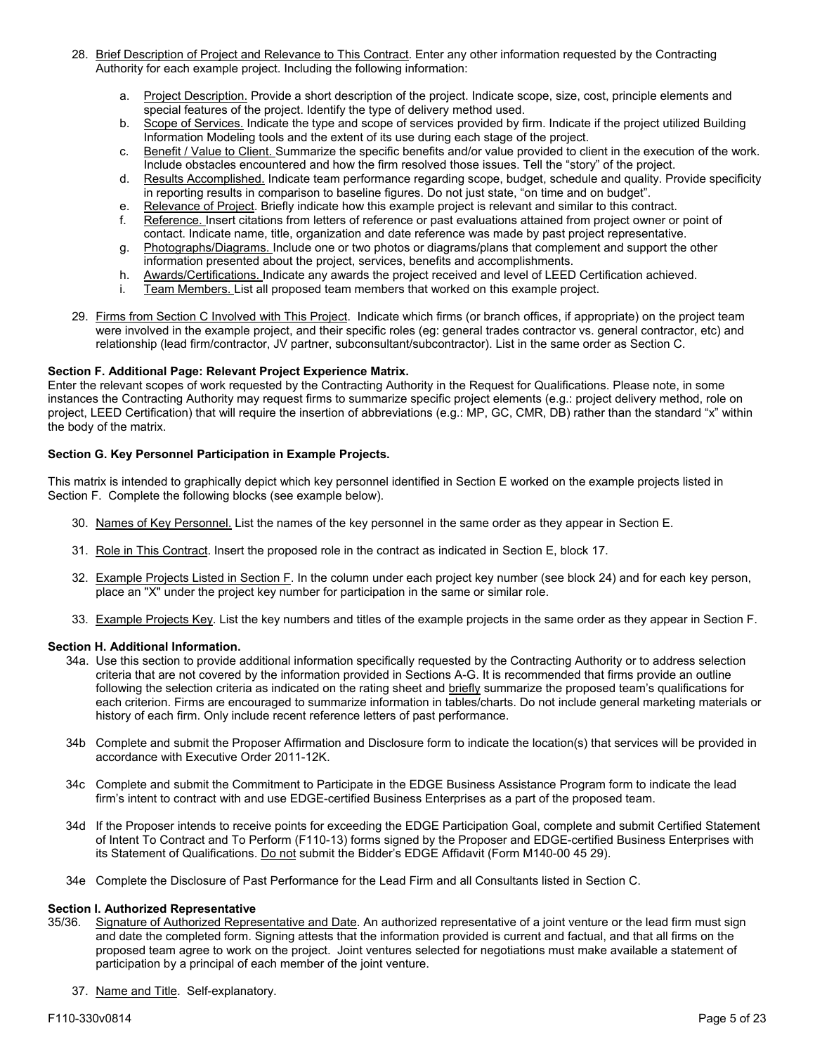28. Brief Description of Project and Relevance to This Contract. Enter any other information requested by the Contracting Authority for each example project. Including the following information:

    a. Project Description. Provide a short description of the project. Indicate scope, size, cost, principle elements and special features of the project. Identify the type of delivery method used.
    b. Scope of Services. Indicate the type and scope of services provided by firm. Indicate if the project utilized Building Information Modeling tools and the extent of its use during each stage of the project.
    c. Benefit / Value to Client. Summarize the specific benefits and/or value provided to client in the execution of the work. Include obstacles encountered and how the firm resolved those issues. Tell the "story" of the project.
    d. Results Accomplished. Indicate team performance regarding scope, budget, schedule and quality. Provide specificity in reporting results in comparison to baseline figures. Do not just state, "on time and on budget".
    e. Relevance of Project. Briefly indicate how this example project is relevant and similar to this contract.
    f. Reference. Insert citations from letters of reference or past evaluations attained from project owner or point of contact. Indicate name, title, organization and date reference was made by past project representative.
    g. Photographs/Diagrams. Include one or two photos or diagrams/plans that complement and support the other information presented about the project, services, benefits and accomplishments.
    h. Awards/Certifications. Indicate any awards the project received and level of LEED Certification achieved.
    i. Team Members. List all proposed team members that worked on this example project.

29. Firms from Section C Involved with This Project. Indicate which firms (or branch offices, if appropriate) on the project team were involved in the example project, and their specific roles (eg: general trades contractor vs. general contractor, etc) and relationship (lead firm/contractor, JV partner, subconsultant/subcontractor). List in the same order as Section C.

**Section F. Additional Page: Relevant Project Experience Matrix.**
Enter the relevant scopes of work requested by the Contracting Authority in the Request for Qualifications. Please note, in some instances the Contracting Authority may request firms to summarize specific project elements (e.g.: project delivery method, role on project, LEED Certification) that will require the insertion of abbreviations (e.g.: MP, GC, CMR, DB) rather than the standard "x" within the body of the matrix.

**Section G. Key Personnel Participation in Example Projects.**

This matrix is intended to graphically depict which key personnel identified in Section E worked on the example projects listed in Section F. Complete the following blocks (see example below).

30. Names of Key Personnel. List the names of the key personnel in the same order as they appear in Section E.

31. Role in This Contract. Insert the proposed role in the contract as indicated in Section E, block 17.

32. Example Projects Listed in Section F. In the column under each project key number (see block 24) and for each key person, place an "X" under the project key number for participation in the same or similar role.

33. Example Projects Key. List the key numbers and titles of the example projects in the same order as they appear in Section F.

**Section H. Additional Information.**

34a. Use this section to provide additional information specifically requested by the Contracting Authority or to address selection criteria that are not covered by the information provided in Sections A-G. It is recommended that firms provide an outline following the selection criteria as indicated on the rating sheet and briefly summarize the proposed team's qualifications for each criterion. Firms are encouraged to summarize information in tables/charts. Do not include general marketing materials or history of each firm. Only include recent reference letters of past performance.

34b Complete and submit the Proposer Affirmation and Disclosure form to indicate the location(s) that services will be provided in accordance with Executive Order 2011-12K.

34c Complete and submit the Commitment to Participate in the EDGE Business Assistance Program form to indicate the lead firm's intent to contract with and use EDGE-certified Business Enterprises as a part of the proposed team.

34d If the Proposer intends to receive points for exceeding the EDGE Participation Goal, complete and submit Certified Statement of Intent To Contract and To Perform (F110-13) forms signed by the Proposer and EDGE-certified Business Enterprises with its Statement of Qualifications. Do not submit the Bidder's EDGE Affidavit (Form M140-00 45 29).

34e Complete the Disclosure of Past Performance for the Lead Firm and all Consultants listed in Section C.

**Section I. Authorized Representative**

35/36. Signature of Authorized Representative and Date. An authorized representative of a joint venture or the lead firm must sign and date the completed form. Signing attests that the information provided is current and factual, and that all firms on the proposed team agree to work on the project. Joint ventures selected for negotiations must make available a statement of participation by a principal of each member of the joint venture.

37. Name and Title. Self-explanatory.

F110-330v0814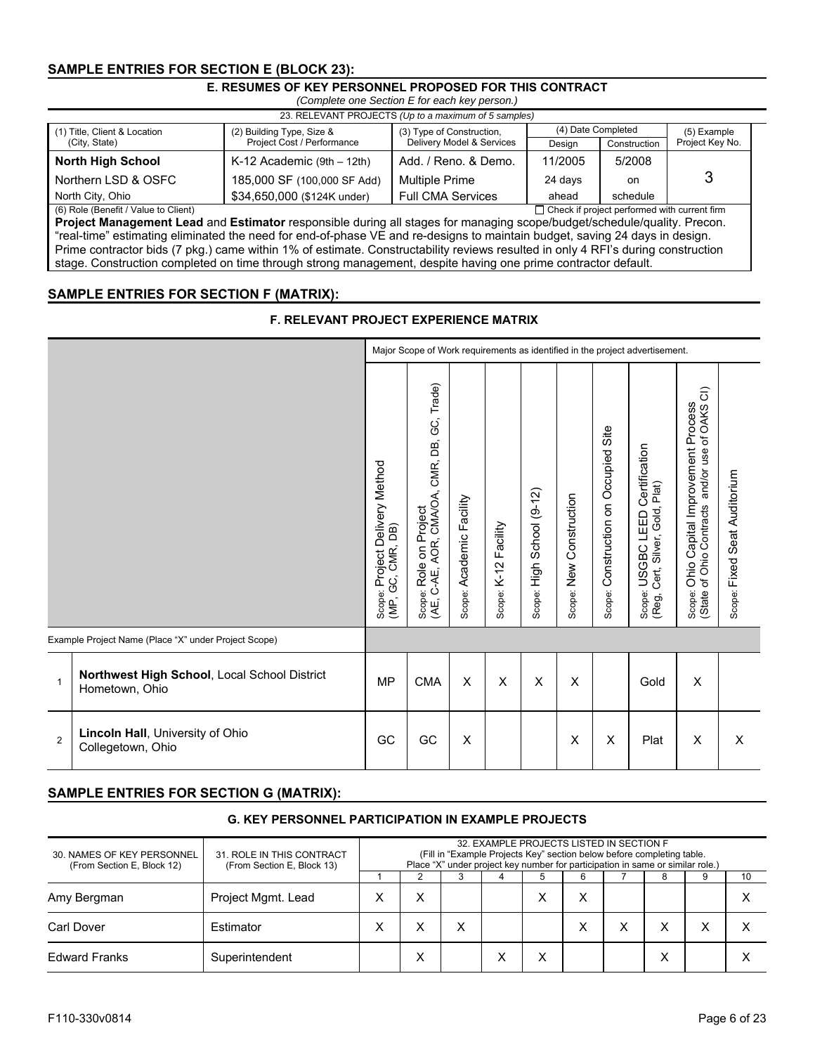## SAMPLE ENTRIES FOR SECTION E (BLOCK 23):

### E. RESUMES OF KEY PERSONNEL PROPOSED FOR THIS CONTRACT

*(Complete one Section E for each key person.)*

23. RELEVANT PROJECTS *(Up to a maximum of 5 samples)*

| (1) Title, Client & Location (City, State) | (2) Building Type, Size & Project Cost / Performance | (3) Type of Construction, Delivery Model & Services | (4) Date Completed | | (5) Example Project Key No. |
|---|---|---|---|---|---|
| | | | Design | Construction | |
| **North High School** | K-12 Academic (9th – 12th) | Add. / Reno. & Demo. | 11/2005 | 5/2008 | |
| Northern LSD & OSFC | 185,000 SF (100,000 SF Add) | Multiple Prime | 24 days | on | 3 |
| North City, Ohio | $34,650,000 ($124K under) | Full CMA Services | ahead | schedule | |

(6) Role (Benefit / Value to Client) ☐ Check if project performed with current firm

**Project Management Lead** and **Estimator** responsible during all stages for managing scope/budget/schedule/quality. Precon. "real-time" estimating eliminated the need for end-of-phase VE and re-designs to maintain budget, saving 24 days in design. Prime contractor bids (7 pkg.) came within 1% of estimate. Constructability reviews resulted in only 4 RFI's during construction stage. Construction completed on time through strong management, despite having one prime contractor default.

## SAMPLE ENTRIES FOR SECTION F (MATRIX):

### F. RELEVANT PROJECT EXPERIENCE MATRIX

Major Scope of Work requirements as identified in the project advertisement.

| # | Example Project Name (Place "X" under Project Scope) | Scope: Project Delivery Method (MP, GC, CMR, DB) | Scope: Role on Project (AE, C-AE, AOR, CMA/OA, CMR, DB, GC, Trade) | Scope: Academic Facility | Scope: K-12 Facility | Scope: High School (9-12) | Scope: New Construction | Scope: Construction on Occupied Site | Scope: USGBC LEED Certification (Reg, Cert, Silver, Gold, Plat) | Scope: Ohio Capital Improvement Process (State of Ohio Contracts and/or use of OAKS CI) | Scope: Fixed Seat Auditorium |
|---|---|---|---|---|---|---|---|---|---|---|---|
| 1 | **Northwest High School**, Local School District Hometown, Ohio | MP | CMA | X | X | X | X | | Gold | X | |
| 2 | **Lincoln Hall**, University of Ohio Collegetown, Ohio | GC | GC | X | | | X | X | Plat | X | X |

## SAMPLE ENTRIES FOR SECTION G (MATRIX):

### G. KEY PERSONNEL PARTICIPATION IN EXAMPLE PROJECTS

| 30. NAMES OF KEY PERSONNEL (From Section E, Block 12) | 31. ROLE IN THIS CONTRACT (From Section E, Block 13) | 32. EXAMPLE PROJECTS LISTED IN SECTION F (Fill in "Example Projects Key" section below before completing table. Place "X" under project key number for participation in same or similar role.) | | | | | | | | | |
|---|---|---|---|---|---|---|---|---|---|---|---|
| | | 1 | 2 | 3 | 4 | 5 | 6 | 7 | 8 | 9 | 10 |
| Amy Bergman | Project Mgmt. Lead | X | X | | | X | X | | | | X |
| Carl Dover | Estimator | X | X | X | | | X | X | X | X | X |
| Edward Franks | Superintendent | | X | | X | X | | | X | | X |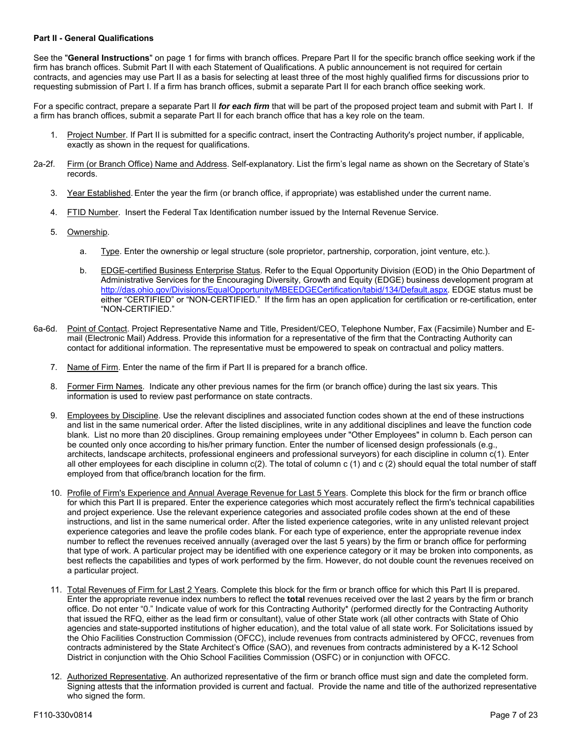### Part II - General Qualifications

See the "**General Instructions**" on page 1 for firms with branch offices. Prepare Part II for the specific branch office seeking work if the firm has branch offices. Submit Part II with each Statement of Qualifications. A public announcement is not required for certain contracts, and agencies may use Part II as a basis for selecting at least three of the most highly qualified firms for discussions prior to requesting submission of Part I. If a firm has branch offices, submit a separate Part II for each branch office seeking work.

For a specific contract, prepare a separate Part II ***for each firm*** that will be part of the proposed project team and submit with Part I. If a firm has branch offices, submit a separate Part II for each branch office that has a key role on the team.

1. Project Number. If Part II is submitted for a specific contract, insert the Contracting Authority's project number, if applicable, exactly as shown in the request for qualifications.

2a-2f. Firm (or Branch Office) Name and Address. Self-explanatory. List the firm's legal name as shown on the Secretary of State's records.

3. Year Established. Enter the year the firm (or branch office, if appropriate) was established under the current name.

4. FTID Number. Insert the Federal Tax Identification number issued by the Internal Revenue Service.

5. Ownership.

   a. Type. Enter the ownership or legal structure (sole proprietor, partnership, corporation, joint venture, etc.).

   b. EDGE-certified Business Enterprise Status. Refer to the Equal Opportunity Division (EOD) in the Ohio Department of Administrative Services for the Encouraging Diversity, Growth and Equity (EDGE) business development program at http://das.ohio.gov/Divisions/EqualOpportunity/MBEEDGECertification/tabid/134/Default.aspx. EDGE status must be either "CERTIFIED" or "NON-CERTIFIED." If the firm has an open application for certification or re-certification, enter "NON-CERTIFIED."

6a-6d. Point of Contact. Project Representative Name and Title, President/CEO, Telephone Number, Fax (Facsimile) Number and E-mail (Electronic Mail) Address. Provide this information for a representative of the firm that the Contracting Authority can contact for additional information. The representative must be empowered to speak on contractual and policy matters.

7. Name of Firm. Enter the name of the firm if Part II is prepared for a branch office.

8. Former Firm Names. Indicate any other previous names for the firm (or branch office) during the last six years. This information is used to review past performance on state contracts.

9. Employees by Discipline. Use the relevant disciplines and associated function codes shown at the end of these instructions and list in the same numerical order. After the listed disciplines, write in any additional disciplines and leave the function code blank. List no more than 20 disciplines. Group remaining employees under "Other Employees" in column b. Each person can be counted only once according to his/her primary function. Enter the number of licensed design professionals (e.g., architects, landscape architects, professional engineers and professional surveyors) for each discipline in column c(1). Enter all other employees for each discipline in column c(2). The total of column c (1) and c (2) should equal the total number of staff employed from that office/branch location for the firm.

10. Profile of Firm's Experience and Annual Average Revenue for Last 5 Years. Complete this block for the firm or branch office for which this Part II is prepared. Enter the experience categories which most accurately reflect the firm's technical capabilities and project experience. Use the relevant experience categories and associated profile codes shown at the end of these instructions, and list in the same numerical order. After the listed experience categories, write in any unlisted relevant project experience categories and leave the profile codes blank. For each type of experience, enter the appropriate revenue index number to reflect the revenues received annually (averaged over the last 5 years) by the firm or branch office for performing that type of work. A particular project may be identified with one experience category or it may be broken into components, as best reflects the capabilities and types of work performed by the firm. However, do not double count the revenues received on a particular project.

11. Total Revenues of Firm for Last 2 Years. Complete this block for the firm or branch office for which this Part II is prepared. Enter the appropriate revenue index numbers to reflect the **total** revenues received over the last 2 years by the firm or branch office. Do not enter "0." Indicate value of work for this Contracting Authority* (performed directly for the Contracting Authority that issued the RFQ, either as the lead firm or consultant), value of other State work (all other contracts with State of Ohio agencies and state-supported institutions of higher education), and the total value of all state work. For Solicitations issued by the Ohio Facilities Construction Commission (OFCC), include revenues from contracts administered by OFCC, revenues from contracts administered by the State Architect's Office (SAO), and revenues from contracts administered by a K-12 School District in conjunction with the Ohio School Facilities Commission (OSFC) or in conjunction with OFCC.

12. Authorized Representative. An authorized representative of the firm or branch office must sign and date the completed form. Signing attests that the information provided is current and factual. Provide the name and title of the authorized representative who signed the form.

F110-330v0814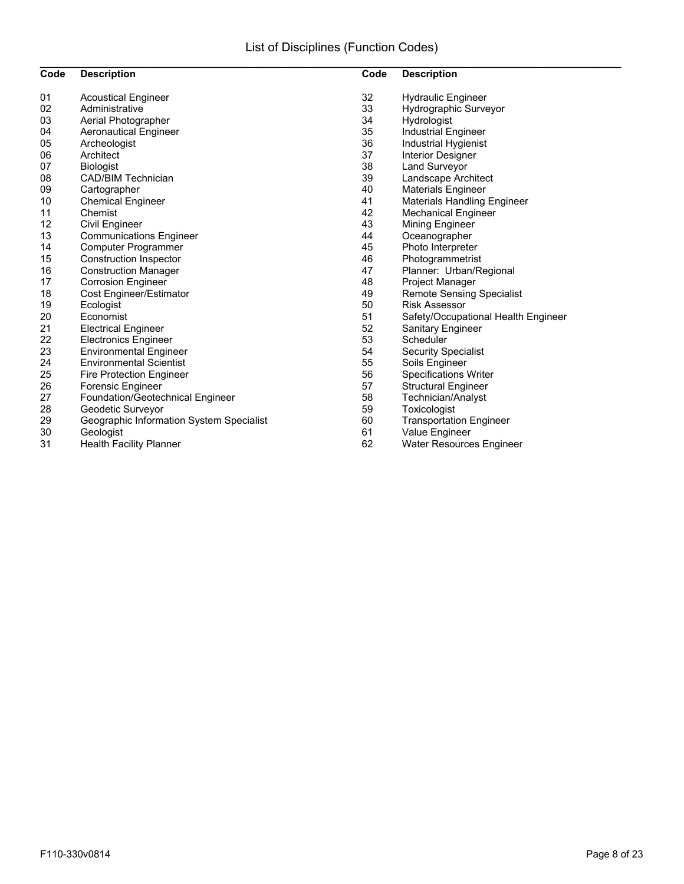# List of Disciplines (Function Codes)

| Code | Description | Code | Description |
|---|---|---|---|
| 01 | Acoustical Engineer | 32 | Hydraulic Engineer |
| 02 | Administrative | 33 | Hydrographic Surveyor |
| 03 | Aerial Photographer | 34 | Hydrologist |
| 04 | Aeronautical Engineer | 35 | Industrial Engineer |
| 05 | Archeologist | 36 | Industrial Hygienist |
| 06 | Architect | 37 | Interior Designer |
| 07 | Biologist | 38 | Land Surveyor |
| 08 | CAD/BIM Technician | 39 | Landscape Architect |
| 09 | Cartographer | 40 | Materials Engineer |
| 10 | Chemical Engineer | 41 | Materials Handling Engineer |
| 11 | Chemist | 42 | Mechanical Engineer |
| 12 | Civil Engineer | 43 | Mining Engineer |
| 13 | Communications Engineer | 44 | Oceanographer |
| 14 | Computer Programmer | 45 | Photo Interpreter |
| 15 | Construction Inspector | 46 | Photogrammetrist |
| 16 | Construction Manager | 47 | Planner: Urban/Regional |
| 17 | Corrosion Engineer | 48 | Project Manager |
| 18 | Cost Engineer/Estimator | 49 | Remote Sensing Specialist |
| 19 | Ecologist | 50 | Risk Assessor |
| 20 | Economist | 51 | Safety/Occupational Health Engineer |
| 21 | Electrical Engineer | 52 | Sanitary Engineer |
| 22 | Electronics Engineer | 53 | Scheduler |
| 23 | Environmental Engineer | 54 | Security Specialist |
| 24 | Environmental Scientist | 55 | Soils Engineer |
| 25 | Fire Protection Engineer | 56 | Specifications Writer |
| 26 | Forensic Engineer | 57 | Structural Engineer |
| 27 | Foundation/Geotechnical Engineer | 58 | Technician/Analyst |
| 28 | Geodetic Surveyor | 59 | Toxicologist |
| 29 | Geographic Information System Specialist | 60 | Transportation Engineer |
| 30 | Geologist | 61 | Value Engineer |
| 31 | Health Facility Planner | 62 | Water Resources Engineer |

F110-330v0814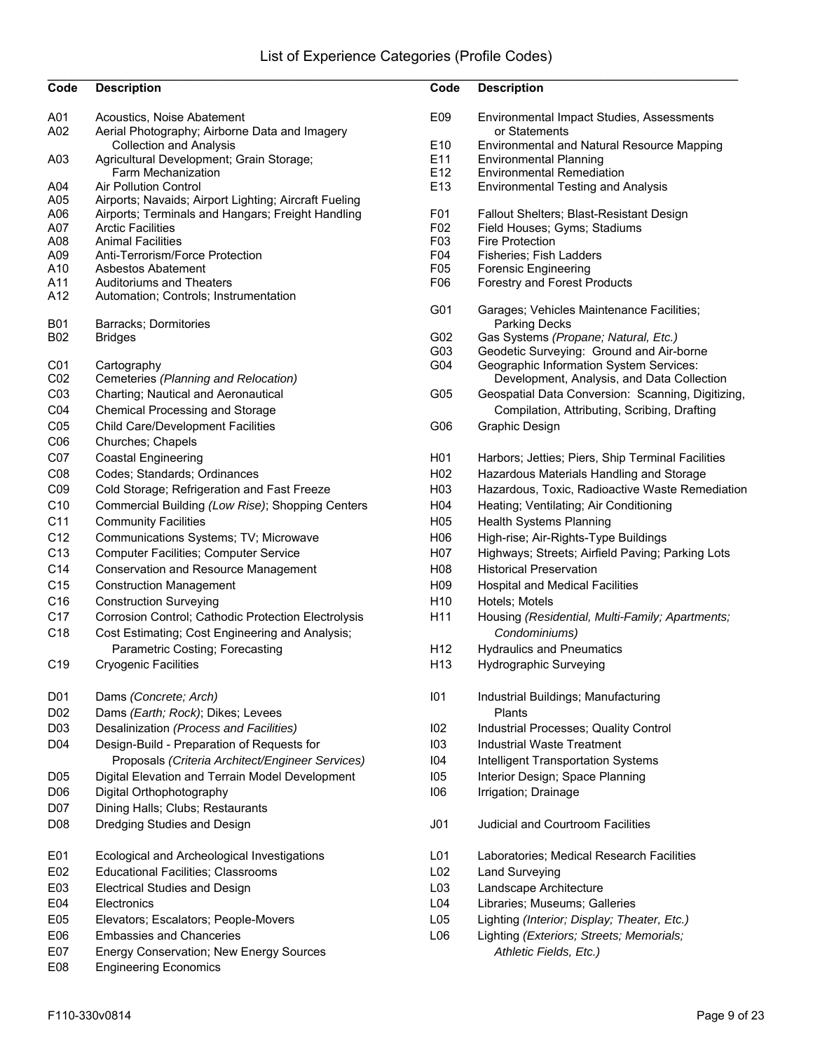# List of Experience Categories (Profile Codes)

| Code | Description |
|---|---|
| A01 | Acoustics, Noise Abatement |
| A02 | Aerial Photography; Airborne Data and Imagery Collection and Analysis |
| A03 | Agricultural Development; Grain Storage; Farm Mechanization |
| A04 | Air Pollution Control |
| A05 | Airports; Navaids; Airport Lighting; Aircraft Fueling |
| A06 | Airports; Terminals and Hangars; Freight Handling |
| A07 | Arctic Facilities |
| A08 | Animal Facilities |
| A09 | Anti-Terrorism/Force Protection |
| A10 | Asbestos Abatement |
| A11 | Auditoriums and Theaters |
| A12 | Automation; Controls; Instrumentation |
| B01 | Barracks; Dormitories |
| B02 | Bridges |
| C01 | Cartography |
| C02 | Cemeteries *(Planning and Relocation)* |
| C03 | Charting; Nautical and Aeronautical |
| C04 | Chemical Processing and Storage |
| C05 | Child Care/Development Facilities |
| C06 | Churches; Chapels |
| C07 | Coastal Engineering |
| C08 | Codes; Standards; Ordinances |
| C09 | Cold Storage; Refrigeration and Fast Freeze |
| C10 | Commercial Building *(Low Rise)*; Shopping Centers |
| C11 | Community Facilities |
| C12 | Communications Systems; TV; Microwave |
| C13 | Computer Facilities; Computer Service |
| C14 | Conservation and Resource Management |
| C15 | Construction Management |
| C16 | Construction Surveying |
| C17 | Corrosion Control; Cathodic Protection Electrolysis |
| C18 | Cost Estimating; Cost Engineering and Analysis; Parametric Costing; Forecasting |
| C19 | Cryogenic Facilities |
| D01 | Dams *(Concrete; Arch)* |
| D02 | Dams *(Earth; Rock)*; Dikes; Levees |
| D03 | Desalinization *(Process and Facilities)* |
| D04 | Design-Build - Preparation of Requests for Proposals *(Criteria Architect/Engineer Services)* |
| D05 | Digital Elevation and Terrain Model Development |
| D06 | Digital Orthophotography |
| D07 | Dining Halls; Clubs; Restaurants |
| D08 | Dredging Studies and Design |
| E01 | Ecological and Archeological Investigations |
| E02 | Educational Facilities; Classrooms |
| E03 | Electrical Studies and Design |
| E04 | Electronics |
| E05 | Elevators; Escalators; People-Movers |
| E06 | Embassies and Chanceries |
| E07 | Energy Conservation; New Energy Sources |
| E08 | Engineering Economics |
| E09 | Environmental Impact Studies, Assessments or Statements |
| E10 | Environmental and Natural Resource Mapping |
| E11 | Environmental Planning |
| E12 | Environmental Remediation |
| E13 | Environmental Testing and Analysis |
| F01 | Fallout Shelters; Blast-Resistant Design |
| F02 | Field Houses; Gyms; Stadiums |
| F03 | Fire Protection |
| F04 | Fisheries; Fish Ladders |
| F05 | Forensic Engineering |
| F06 | Forestry and Forest Products |
| G01 | Garages; Vehicles Maintenance Facilities; Parking Decks |
| G02 | Gas Systems *(Propane; Natural, Etc.)* |
| G03 | Geodetic Surveying: Ground and Air-borne |
| G04 | Geographic Information System Services: Development, Analysis, and Data Collection |
| G05 | Geospatial Data Conversion: Scanning, Digitizing, Compilation, Attributing, Scribing, Drafting |
| G06 | Graphic Design |
| H01 | Harbors; Jetties; Piers, Ship Terminal Facilities |
| H02 | Hazardous Materials Handling and Storage |
| H03 | Hazardous, Toxic, Radioactive Waste Remediation |
| H04 | Heating; Ventilating; Air Conditioning |
| H05 | Health Systems Planning |
| H06 | High-rise; Air-Rights-Type Buildings |
| H07 | Highways; Streets; Airfield Paving; Parking Lots |
| H08 | Historical Preservation |
| H09 | Hospital and Medical Facilities |
| H10 | Hotels; Motels |
| H11 | Housing *(Residential, Multi-Family; Apartments; Condominiums)* |
| H12 | Hydraulics and Pneumatics |
| H13 | Hydrographic Surveying |
| I01 | Industrial Buildings; Manufacturing Plants |
| I02 | Industrial Processes; Quality Control |
| I03 | Industrial Waste Treatment |
| I04 | Intelligent Transportation Systems |
| I05 | Interior Design; Space Planning |
| I06 | Irrigation; Drainage |
| J01 | Judicial and Courtroom Facilities |
| L01 | Laboratories; Medical Research Facilities |
| L02 | Land Surveying |
| L03 | Landscape Architecture |
| L04 | Libraries; Museums; Galleries |
| L05 | Lighting *(Interior; Display; Theater, Etc.)* |
| L06 | Lighting *(Exteriors; Streets; Memorials; Athletic Fields, Etc.)* |

F110-330v0814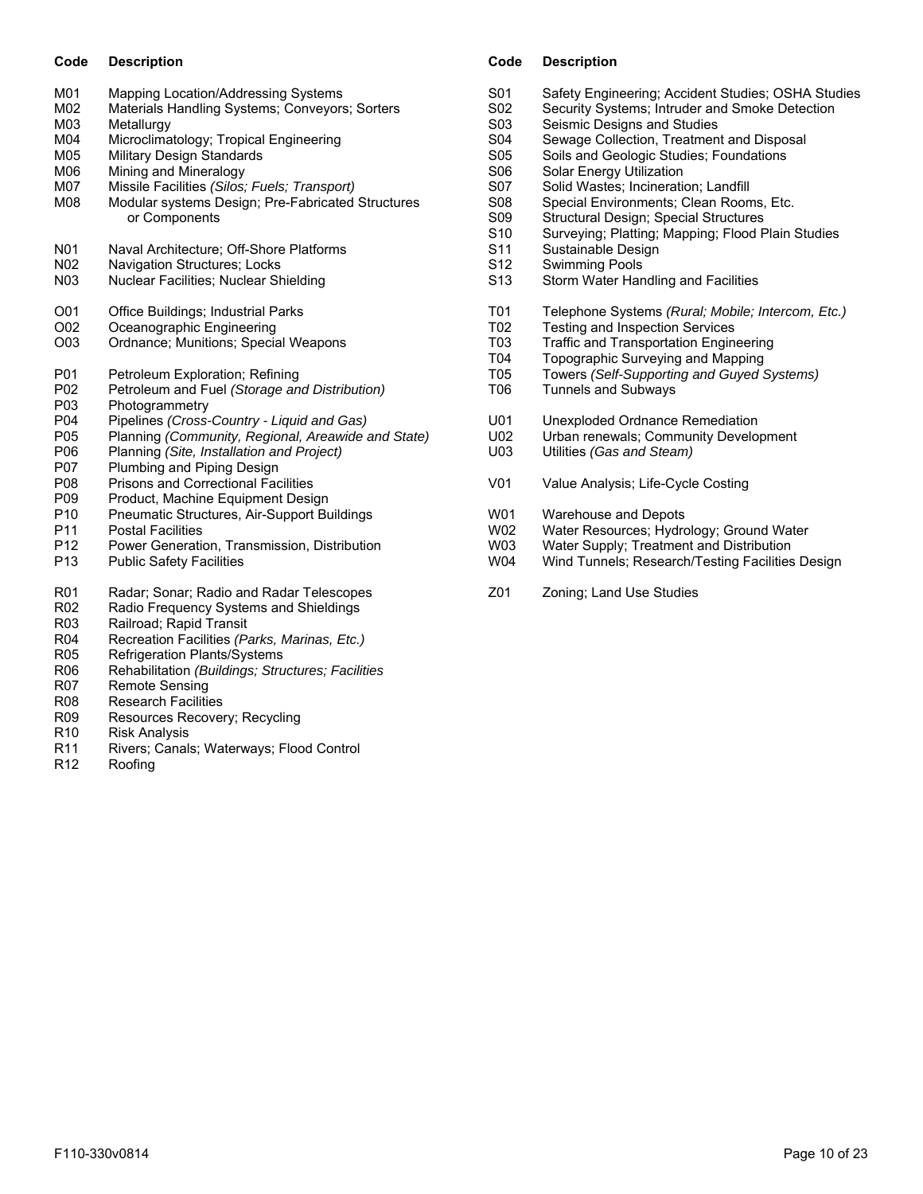| Code | Description |
|---|---|
| M01 | Mapping Location/Addressing Systems |
| M02 | Materials Handling Systems; Conveyors; Sorters |
| M03 | Metallurgy |
| M04 | Microclimatology; Tropical Engineering |
| M05 | Military Design Standards |
| M06 | Mining and Mineralogy |
| M07 | Missile Facilities *(Silos; Fuels; Transport)* |
| M08 | Modular systems Design; Pre-Fabricated Structures or Components |
| N01 | Naval Architecture; Off-Shore Platforms |
| N02 | Navigation Structures; Locks |
| N03 | Nuclear Facilities; Nuclear Shielding |
| O01 | Office Buildings; Industrial Parks |
| O02 | Oceanographic Engineering |
| O03 | Ordnance; Munitions; Special Weapons |
| P01 | Petroleum Exploration; Refining |
| P02 | Petroleum and Fuel *(Storage and Distribution)* |
| P03 | Photogrammetry |
| P04 | Pipelines *(Cross-Country - Liquid and Gas)* |
| P05 | Planning *(Community, Regional, Areawide and State)* |
| P06 | Planning *(Site, Installation and Project)* |
| P07 | Plumbing and Piping Design |
| P08 | Prisons and Correctional Facilities |
| P09 | Product, Machine Equipment Design |
| P10 | Pneumatic Structures, Air-Support Buildings |
| P11 | Postal Facilities |
| P12 | Power Generation, Transmission, Distribution |
| P13 | Public Safety Facilities |
| R01 | Radar; Sonar; Radio and Radar Telescopes |
| R02 | Radio Frequency Systems and Shieldings |
| R03 | Railroad; Rapid Transit |
| R04 | Recreation Facilities *(Parks, Marinas, Etc.)* |
| R05 | Refrigeration Plants/Systems |
| R06 | Rehabilitation *(Buildings; Structures; Facilities* |
| R07 | Remote Sensing |
| R08 | Research Facilities |
| R09 | Resources Recovery; Recycling |
| R10 | Risk Analysis |
| R11 | Rivers; Canals; Waterways; Flood Control |
| R12 | Roofing |

| Code | Description |
|---|---|
| S01 | Safety Engineering; Accident Studies; OSHA Studies |
| S02 | Security Systems; Intruder and Smoke Detection |
| S03 | Seismic Designs and Studies |
| S04 | Sewage Collection, Treatment and Disposal |
| S05 | Soils and Geologic Studies; Foundations |
| S06 | Solar Energy Utilization |
| S07 | Solid Wastes; Incineration; Landfill |
| S08 | Special Environments; Clean Rooms, Etc. |
| S09 | Structural Design; Special Structures |
| S10 | Surveying; Platting; Mapping; Flood Plain Studies |
| S11 | Sustainable Design |
| S12 | Swimming Pools |
| S13 | Storm Water Handling and Facilities |
| T01 | Telephone Systems *(Rural; Mobile; Intercom, Etc.)* |
| T02 | Testing and Inspection Services |
| T03 | Traffic and Transportation Engineering |
| T04 | Topographic Surveying and Mapping |
| T05 | Towers *(Self-Supporting and Guyed Systems)* |
| T06 | Tunnels and Subways |
| U01 | Unexploded Ordnance Remediation |
| U02 | Urban renewals; Community Development |
| U03 | Utilities *(Gas and Steam)* |
| V01 | Value Analysis; Life-Cycle Costing |
| W01 | Warehouse and Depots |
| W02 | Water Resources; Hydrology; Ground Water |
| W03 | Water Supply; Treatment and Distribution |
| W04 | Wind Tunnels; Research/Testing Facilities Design |
| Z01 | Zoning; Land Use Studies |

F110-330v0814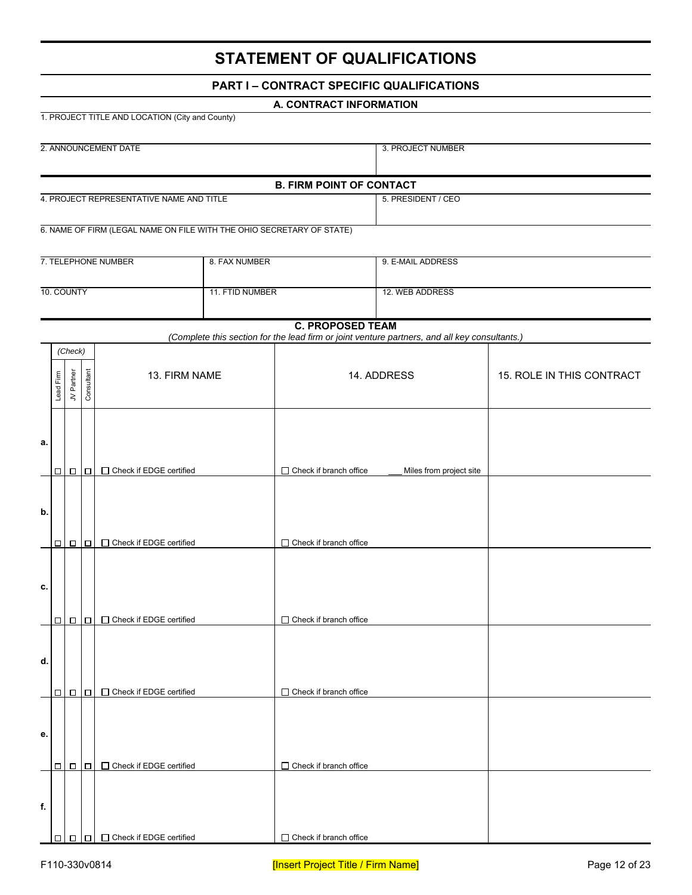# STATEMENT OF QUALIFICATIONS

## PART I – CONTRACT SPECIFIC QUALIFICATIONS

### A. CONTRACT INFORMATION

| 1. PROJECT TITLE AND LOCATION (City and County) | |
|---|---|
| 2. ANNOUNCEMENT DATE | 3. PROJECT NUMBER |

### B. FIRM POINT OF CONTACT

| 4. PROJECT REPRESENTATIVE NAME AND TITLE | | 5. PRESIDENT / CEO |
|---|---|---|
| 6. NAME OF FIRM (LEGAL NAME ON FILE WITH THE OHIO SECRETARY OF STATE) | | |
| 7. TELEPHONE NUMBER | 8. FAX NUMBER | 9. E-MAIL ADDRESS |
| 10. COUNTY | 11. FTID NUMBER | 12. WEB ADDRESS |

### C. PROPOSED TEAM

*(Complete this section for the lead firm or joint venture partners, and all key consultants.)*

| | (Check) Lead Firm | JV Partner | Consultant | 13. FIRM NAME | 14. ADDRESS | 15. ROLE IN THIS CONTRACT |
|---|---|---|---|---|---|---|
| a. | ☐ | ☐ | ☐ | ☐ Check if EDGE certified | ☐ Check if branch office ___ Miles from project site | |
| b. | ☐ | ☐ | ☐ | ☐ Check if EDGE certified | ☐ Check if branch office | |
| c. | ☐ | ☐ | ☐ | ☐ Check if EDGE certified | ☐ Check if branch office | |
| d. | ☐ | ☐ | ☐ | ☐ Check if EDGE certified | ☐ Check if branch office | |
| e. | ☐ | ☐ | ☐ | ☐ Check if EDGE certified | ☐ Check if branch office | |
| f. | ☐ | ☐ | ☐ | ☐ Check if EDGE certified | ☐ Check if branch office | |

F110-330v0814 [Insert Project Title / Firm Name]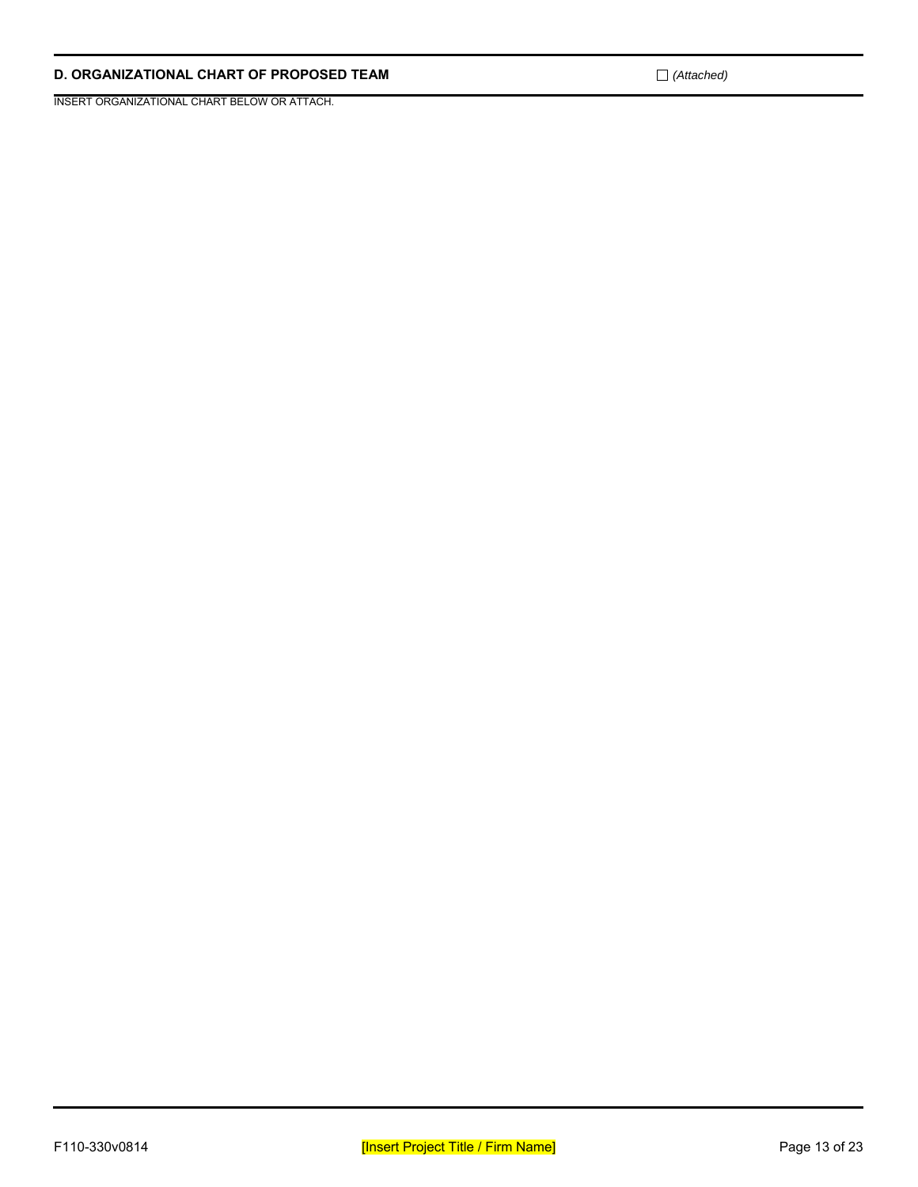## D. ORGANIZATIONAL CHART OF PROPOSED TEAM

☐ *(Attached)*

INSERT ORGANIZATIONAL CHART BELOW OR ATTACH.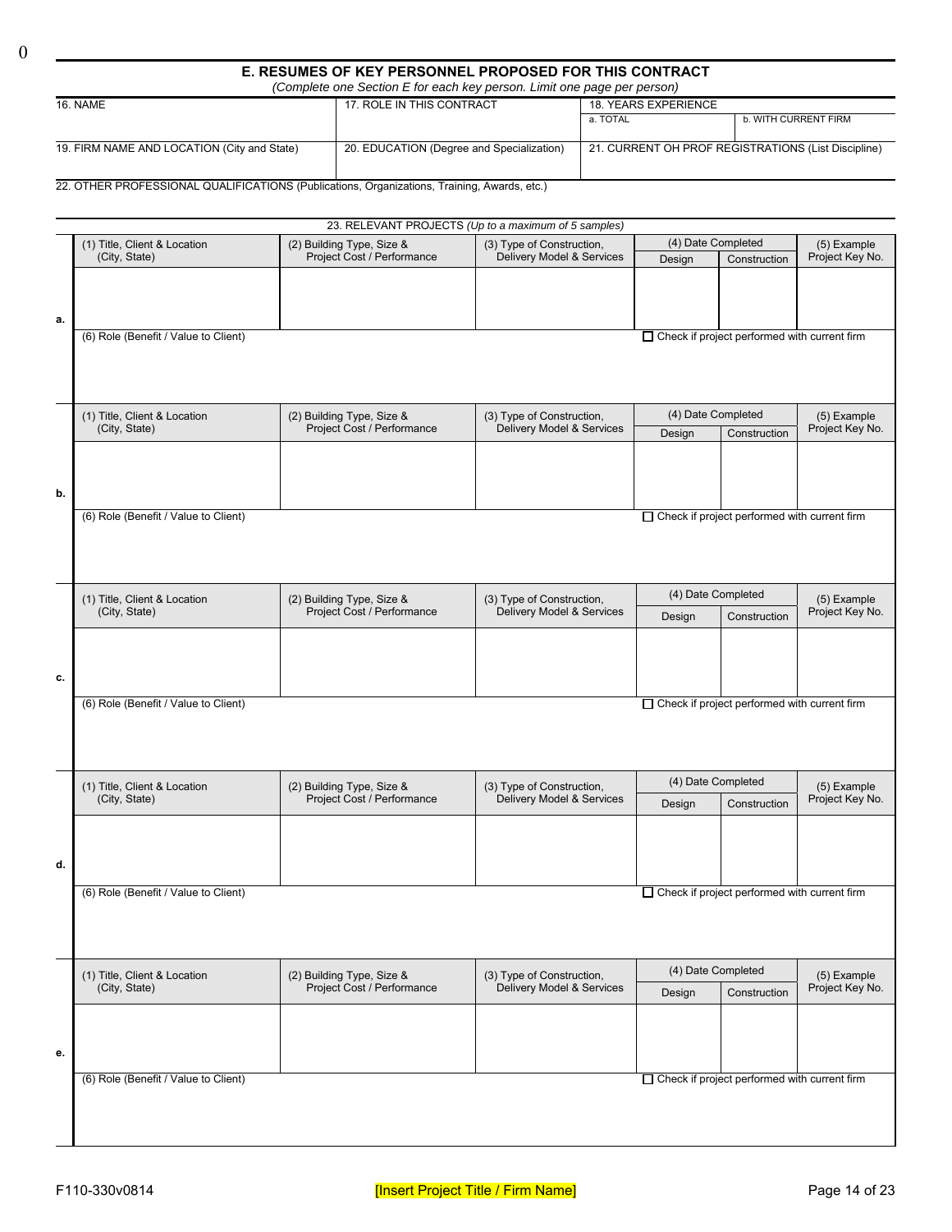## E. RESUMES OF KEY PERSONNEL PROPOSED FOR THIS CONTRACT

*(Complete one Section E for each key person. Limit one page per person)*

| 16. NAME | 17. ROLE IN THIS CONTRACT | 18. YEARS EXPERIENCE | |
|---|---|---|---|
| | | a. TOTAL | b. WITH CURRENT FIRM |
| 19. FIRM NAME AND LOCATION (City and State) | 20. EDUCATION (Degree and Specialization) | 21. CURRENT OH PROF REGISTRATIONS (List Discipline) | |

22. OTHER PROFESSIONAL QUALIFICATIONS (Publications, Organizations, Training, Awards, etc.)

### 23. RELEVANT PROJECTS *(Up to a maximum of 5 samples)*

| | (1) Title, Client & Location (City, State) | (2) Building Type, Size & Project Cost / Performance | (3) Type of Construction, Delivery Model & Services | (4) Date Completed | | (5) Example Project Key No. |
|---|---|---|---|---|---|---|
| | | | | Design | Construction | |
| a. | | | | | | |
| | (6) Role (Benefit / Value to Client) | | | ☐ Check if project performed with current firm | | |
| | (1) Title, Client & Location (City, State) | (2) Building Type, Size & Project Cost / Performance | (3) Type of Construction, Delivery Model & Services | (4) Date Completed | | (5) Example Project Key No. |
| | | | | Design | Construction | |
| b. | | | | | | |
| | (6) Role (Benefit / Value to Client) | | | ☐ Check if project performed with current firm | | |
| | (1) Title, Client & Location (City, State) | (2) Building Type, Size & Project Cost / Performance | (3) Type of Construction, Delivery Model & Services | (4) Date Completed | | (5) Example Project Key No. |
| | | | | Design | Construction | |
| c. | | | | | | |
| | (6) Role (Benefit / Value to Client) | | | ☐ Check if project performed with current firm | | |
| | (1) Title, Client & Location (City, State) | (2) Building Type, Size & Project Cost / Performance | (3) Type of Construction, Delivery Model & Services | (4) Date Completed | | (5) Example Project Key No. |
| | | | | Design | Construction | |
| d. | | | | | | |
| | (6) Role (Benefit / Value to Client) | | | ☐ Check if project performed with current firm | | |
| | (1) Title, Client & Location (City, State) | (2) Building Type, Size & Project Cost / Performance | (3) Type of Construction, Delivery Model & Services | (4) Date Completed | | (5) Example Project Key No. |
| | | | | Design | Construction | |
| e. | | | | | | |
| | (6) Role (Benefit / Value to Client) | | | ☐ Check if project performed with current firm | | |

F110-330v0814 [Insert Project Title / Firm Name]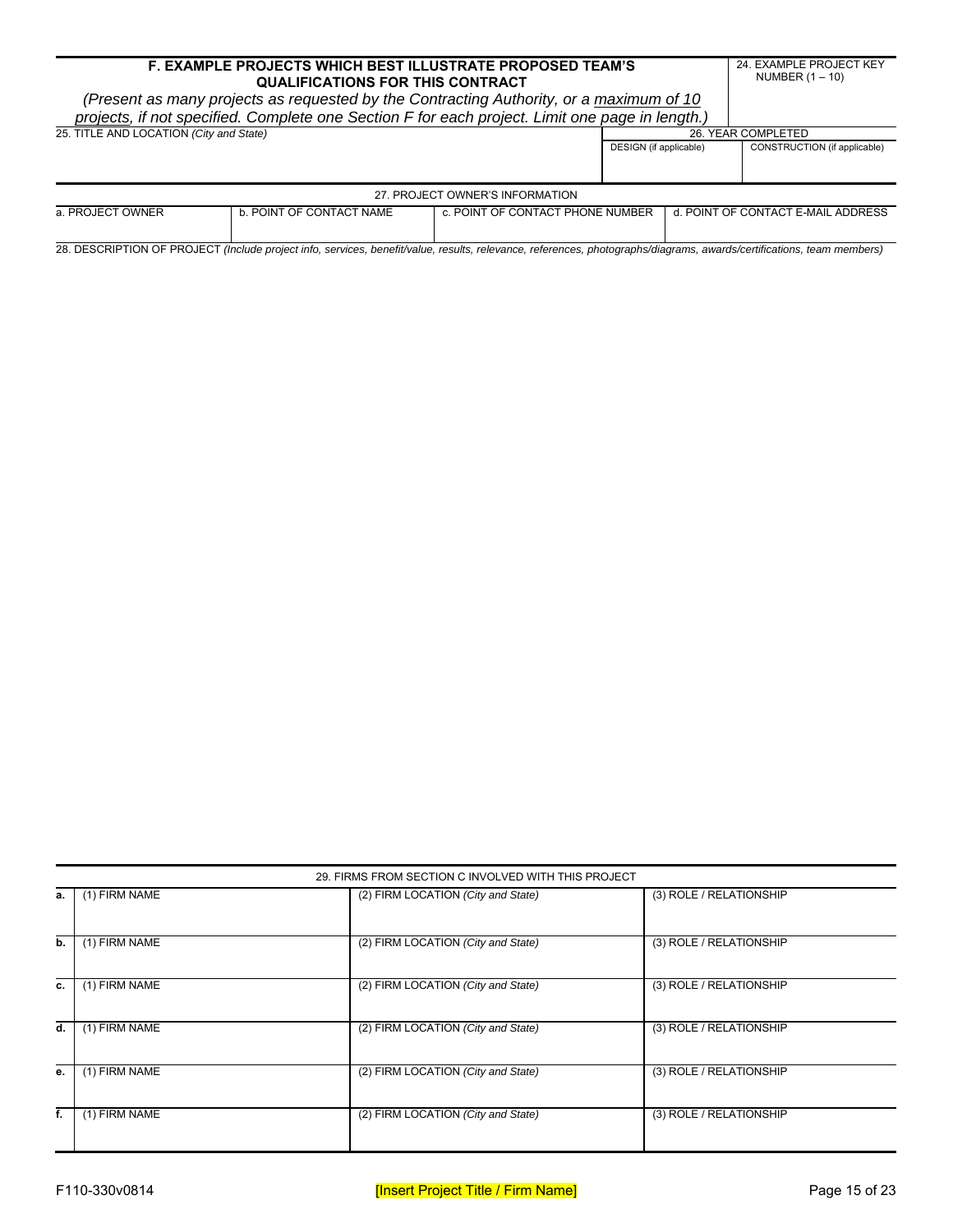## F. EXAMPLE PROJECTS WHICH BEST ILLUSTRATE PROPOSED TEAM'S QUALIFICATIONS FOR THIS CONTRACT

*(Present as many projects as requested by the Contracting Authority, or a maximum of 10 projects, if not specified. Complete one Section F for each project. Limit one page in length.)*

24. EXAMPLE PROJECT KEY NUMBER (1 – 10)

| 25. TITLE AND LOCATION *(City and State)* | 26. YEAR COMPLETED | |
|---|---|---|
| | DESIGN (if applicable) | CONSTRUCTION (if applicable) |
| | | |

| 27. PROJECT OWNER'S INFORMATION | | | |
|---|---|---|---|
| a. PROJECT OWNER | b. POINT OF CONTACT NAME | c. POINT OF CONTACT PHONE NUMBER | d. POINT OF CONTACT E-MAIL ADDRESS |
| | | | |

28. DESCRIPTION OF PROJECT *(Include project info, services, benefit/value, results, relevance, references, photographs/diagrams, awards/certifications, team members)*

| 29. FIRMS FROM SECTION C INVOLVED WITH THIS PROJECT | | | |
|---|---|---|---|
| a. | (1) FIRM NAME | (2) FIRM LOCATION *(City and State)* | (3) ROLE / RELATIONSHIP |
| b. | (1) FIRM NAME | (2) FIRM LOCATION *(City and State)* | (3) ROLE / RELATIONSHIP |
| c. | (1) FIRM NAME | (2) FIRM LOCATION *(City and State)* | (3) ROLE / RELATIONSHIP |
| d. | (1) FIRM NAME | (2) FIRM LOCATION *(City and State)* | (3) ROLE / RELATIONSHIP |
| e. | (1) FIRM NAME | (2) FIRM LOCATION *(City and State)* | (3) ROLE / RELATIONSHIP |
| f. | (1) FIRM NAME | (2) FIRM LOCATION *(City and State)* | (3) ROLE / RELATIONSHIP |

F110-330v0814 [Insert Project Title / Firm Name]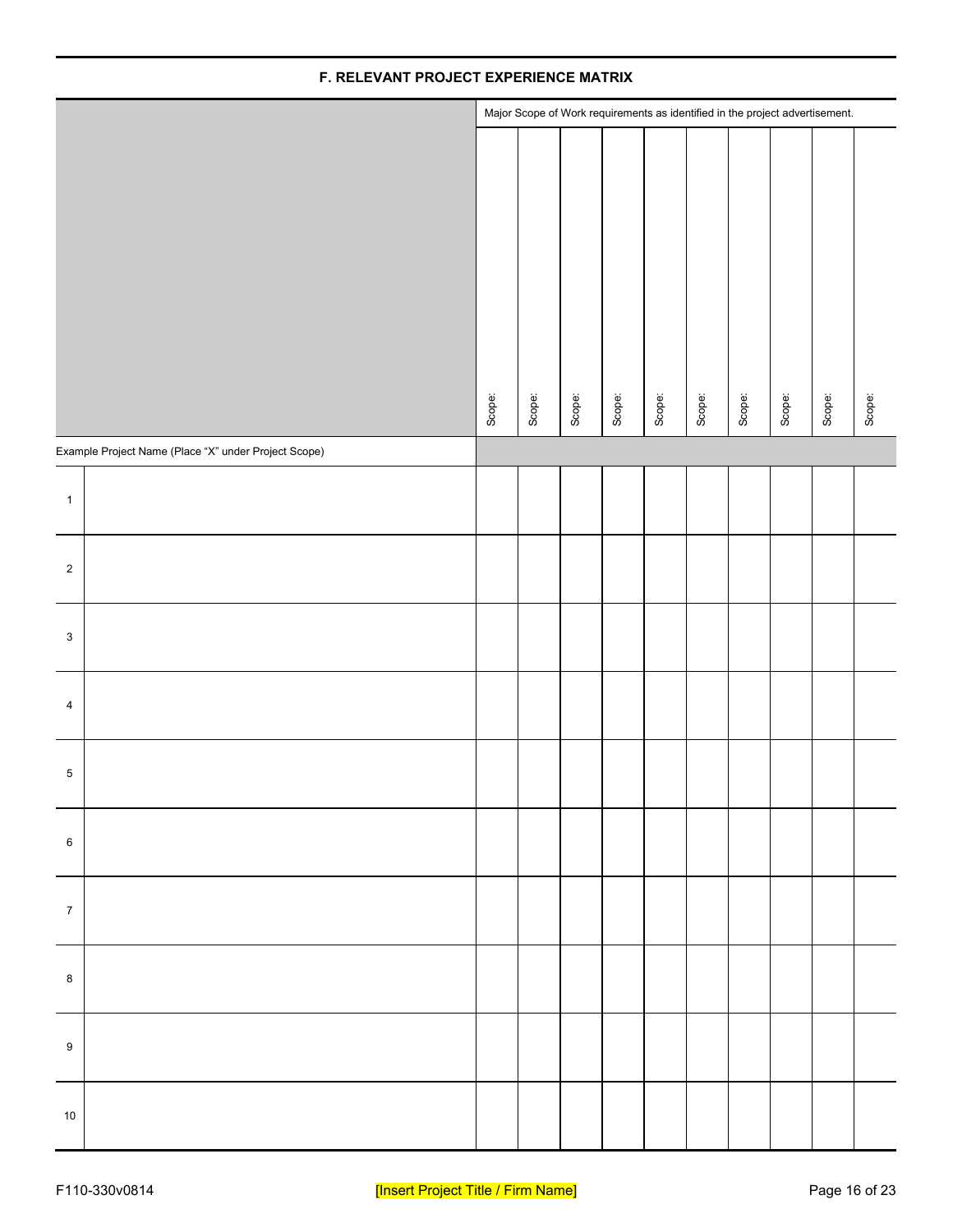## F. RELEVANT PROJECT EXPERIENCE MATRIX

| | | Major Scope of Work requirements as identified in the project advertisement. | | | | | | | | | |
|---|---|---|---|---|---|---|---|---|---|---|---|
| | | Scope: | Scope: | Scope: | Scope: | Scope: | Scope: | Scope: | Scope: | Scope: | Scope: |
| Example Project Name (Place “X” under Project Scope) | | | | | | | | | | | |
| 1 | | | | | | | | | | | |
| 2 | | | | | | | | | | | |
| 3 | | | | | | | | | | | |
| 4 | | | | | | | | | | | |
| 5 | | | | | | | | | | | |
| 6 | | | | | | | | | | | |
| 7 | | | | | | | | | | | |
| 8 | | | | | | | | | | | |
| 9 | | | | | | | | | | | |
| 10 | | | | | | | | | | | |

F110-330v0814 [Insert Project Title / Firm Name]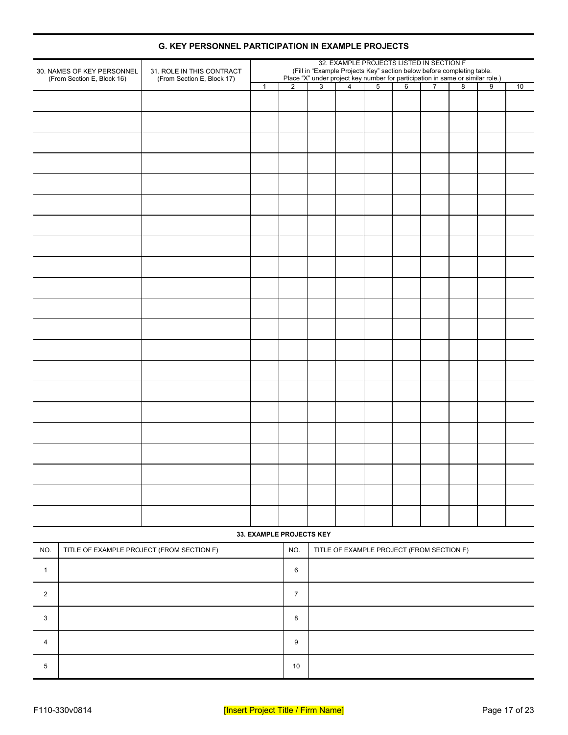## G. KEY PERSONNEL PARTICIPATION IN EXAMPLE PROJECTS

| 30. NAMES OF KEY PERSONNEL (From Section E, Block 16) | 31. ROLE IN THIS CONTRACT (From Section E, Block 17) | 32. EXAMPLE PROJECTS LISTED IN SECTION F (Fill in "Example Projects Key" section below before completing table. Place "X" under project key number for participation in same or similar role.) | | | | | | | | | |
|---|---|---|---|---|---|---|---|---|---|---|---|
| | | 1 | 2 | 3 | 4 | 5 | 6 | 7 | 8 | 9 | 10 |
| | | | | | | | | | | | |
| | | | | | | | | | | | |
| | | | | | | | | | | | |
| | | | | | | | | | | | |
| | | | | | | | | | | | |
| | | | | | | | | | | | |
| | | | | | | | | | | | |
| | | | | | | | | | | | |
| | | | | | | | | | | | |
| | | | | | | | | | | | |
| | | | | | | | | | | | |
| | | | | | | | | | | | |
| | | | | | | | | | | | |
| | | | | | | | | | | | |
| | | | | | | | | | | | |
| | | | | | | | | | | | |
| | | | | | | | | | | | |
| | | | | | | | | | | | |
| | | | | | | | | | | | |
| | | | | | | | | | | | |
| | | | | | | | | | | | |

**33. EXAMPLE PROJECTS KEY**

| NO. | TITLE OF EXAMPLE PROJECT (FROM SECTION F) | NO. | TITLE OF EXAMPLE PROJECT (FROM SECTION F) |
|---|---|---|---|
| 1 | | 6 | |
| 2 | | 7 | |
| 3 | | 8 | |
| 4 | | 9 | |
| 5 | | 10 | |

F110-330v0814 [Insert Project Title / Firm Name]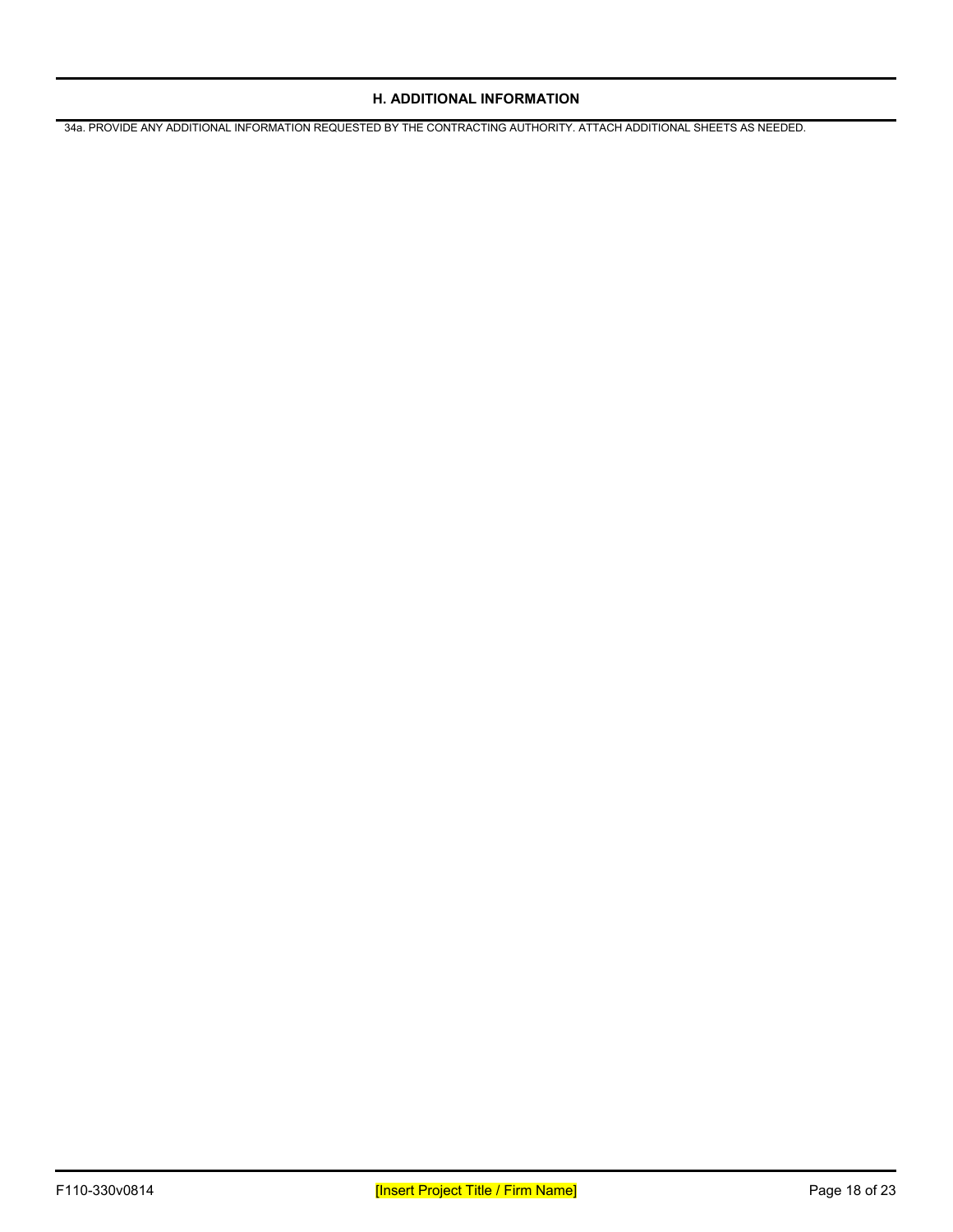## H. ADDITIONAL INFORMATION

34a. PROVIDE ANY ADDITIONAL INFORMATION REQUESTED BY THE CONTRACTING AUTHORITY. ATTACH ADDITIONAL SHEETS AS NEEDED.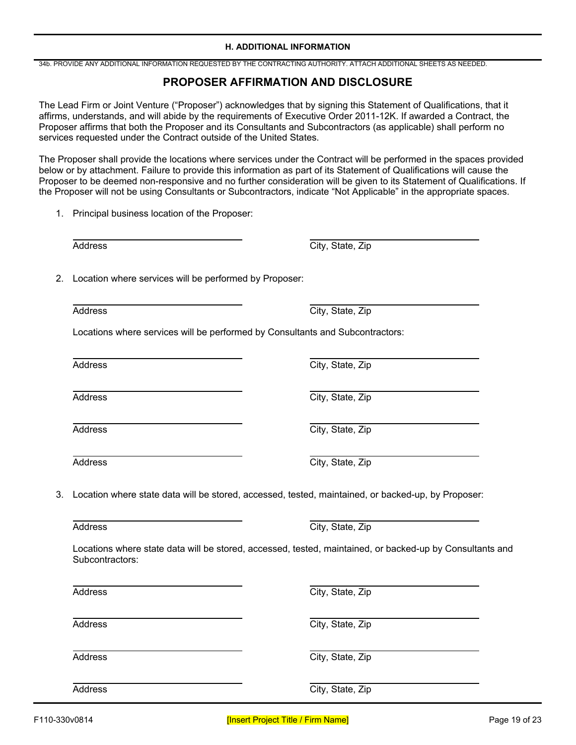## H. ADDITIONAL INFORMATION

34b. PROVIDE ANY ADDITIONAL INFORMATION REQUESTED BY THE CONTRACTING AUTHORITY. ATTACH ADDITIONAL SHEETS AS NEEDED.

# PROPOSER AFFIRMATION AND DISCLOSURE

The Lead Firm or Joint Venture ("Proposer") acknowledges that by signing this Statement of Qualifications, that it affirms, understands, and will abide by the requirements of Executive Order 2011-12K. If awarded a Contract, the Proposer affirms that both the Proposer and its Consultants and Subcontractors (as applicable) shall perform no services requested under the Contract outside of the United States.

The Proposer shall provide the locations where services under the Contract will be performed in the spaces provided below or by attachment. Failure to provide this information as part of its Statement of Qualifications will cause the Proposer to be deemed non-responsive and no further consideration will be given to its Statement of Qualifications. If the Proposer will not be using Consultants or Subcontractors, indicate "Not Applicable" in the appropriate spaces.

1. Principal business location of the Proposer:

| Address | City, State, Zip |
|---|---|
| | |

2. Location where services will be performed by Proposer:

| Address | City, State, Zip |
|---|---|
| | |

Locations where services will be performed by Consultants and Subcontractors:

| Address | City, State, Zip |
|---|---|
| | |
| | |
| | |
| | |

3. Location where state data will be stored, accessed, tested, maintained, or backed-up, by Proposer:

| Address | City, State, Zip |
|---|---|
| | |

Locations where state data will be stored, accessed, tested, maintained, or backed-up by Consultants and Subcontractors:

| Address | City, State, Zip |
|---|---|
| | |
| | |
| | |
| | |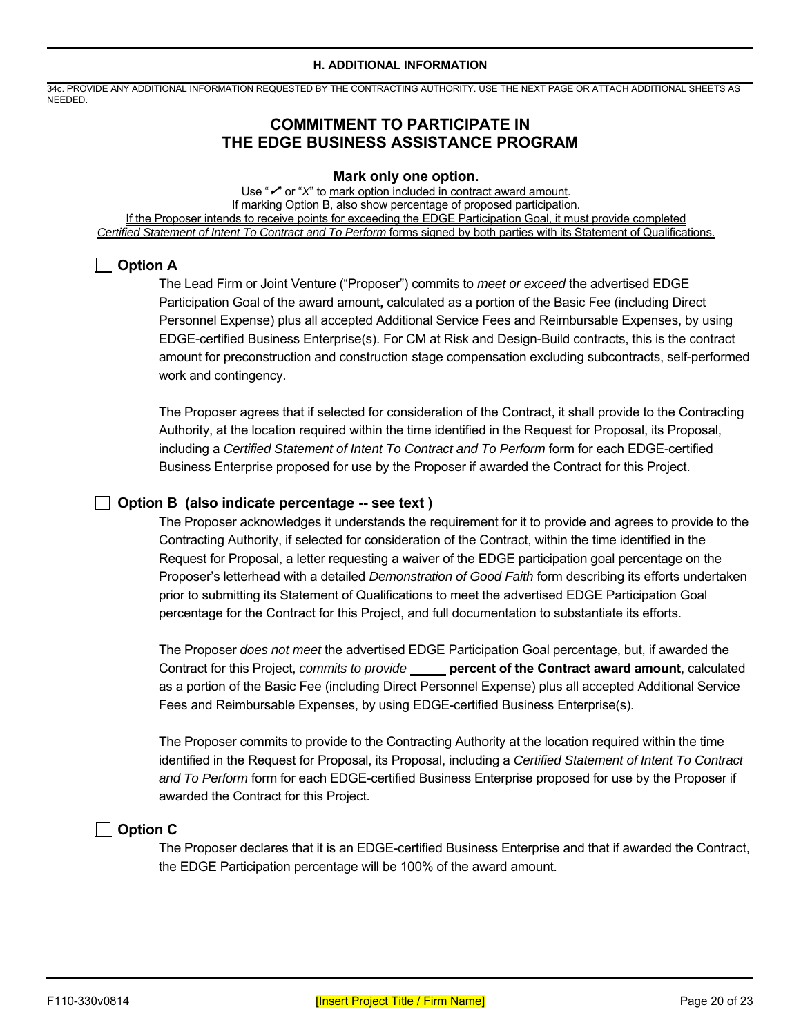## H. ADDITIONAL INFORMATION

34c. PROVIDE ANY ADDITIONAL INFORMATION REQUESTED BY THE CONTRACTING AUTHORITY. USE THE NEXT PAGE OR ATTACH ADDITIONAL SHEETS AS NEEDED.

# COMMITMENT TO PARTICIPATE IN THE EDGE BUSINESS ASSISTANCE PROGRAM

**Mark only one option.**

Use "✓" or "*X*" to mark option included in contract award amount.
If marking Option B, also show percentage of proposed participation.
If the Proposer intends to receive points for exceeding the EDGE Participation Goal, it must provide completed *Certified Statement of Intent To Contract and To Perform* forms signed by both parties with its Statement of Qualifications.

☐ **Option A**

The Lead Firm or Joint Venture ("Proposer") commits to *meet or exceed* the advertised EDGE Participation Goal of the award amount**,** calculated as a portion of the Basic Fee (including Direct Personnel Expense) plus all accepted Additional Service Fees and Reimbursable Expenses, by using EDGE-certified Business Enterprise(s). For CM at Risk and Design-Build contracts, this is the contract amount for preconstruction and construction stage compensation excluding subcontracts, self-performed work and contingency.

The Proposer agrees that if selected for consideration of the Contract, it shall provide to the Contracting Authority, at the location required within the time identified in the Request for Proposal, its Proposal, including a *Certified Statement of Intent To Contract and To Perform* form for each EDGE-certified Business Enterprise proposed for use by the Proposer if awarded the Contract for this Project.

☐ **Option B (also indicate percentage -- see text )**

The Proposer acknowledges it understands the requirement for it to provide and agrees to provide to the Contracting Authority, if selected for consideration of the Contract, within the time identified in the Request for Proposal, a letter requesting a waiver of the EDGE participation goal percentage on the Proposer's letterhead with a detailed *Demonstration of Good Faith* form describing its efforts undertaken prior to submitting its Statement of Qualifications to meet the advertised EDGE Participation Goal percentage for the Contract for this Project, and full documentation to substantiate its efforts.

The Proposer *does not meet* the advertised EDGE Participation Goal percentage, but, if awarded the Contract for this Project, *commits to provide* _____ **percent of the Contract award amount**, calculated as a portion of the Basic Fee (including Direct Personnel Expense) plus all accepted Additional Service Fees and Reimbursable Expenses, by using EDGE-certified Business Enterprise(s).

The Proposer commits to provide to the Contracting Authority at the location required within the time identified in the Request for Proposal, its Proposal, including a *Certified Statement of Intent To Contract and To Perform* form for each EDGE-certified Business Enterprise proposed for use by the Proposer if awarded the Contract for this Project.

☐ **Option C**

The Proposer declares that it is an EDGE-certified Business Enterprise and that if awarded the Contract, the EDGE Participation percentage will be 100% of the award amount.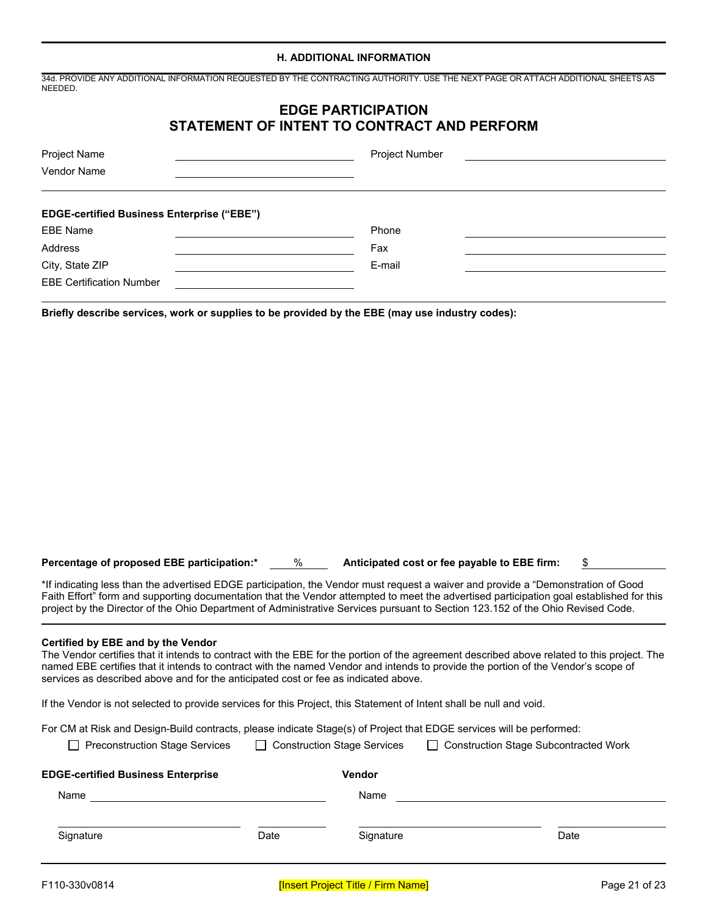### H. ADDITIONAL INFORMATION

34d. PROVIDE ANY ADDITIONAL INFORMATION REQUESTED BY THE CONTRACTING AUTHORITY. USE THE NEXT PAGE OR ATTACH ADDITIONAL SHEETS AS NEEDED.

## EDGE PARTICIPATION
## STATEMENT OF INTENT TO CONTRACT AND PERFORM

Project Name ______________________ Project Number ______________________

Vendor Name ______________________

**EDGE-certified Business Enterprise ("EBE")**

EBE Name ______________________ Phone ______________________

Address ______________________ Fax ______________________

City, State ZIP ______________________ E-mail ______________________

EBE Certification Number ______________________

**Briefly describe services, work or supplies to be provided by the EBE (may use industry codes):**

**Percentage of proposed EBE participation:*** ____ % **Anticipated cost or fee payable to EBE firm:** $ ______

*If indicating less than the advertised EDGE participation, the Vendor must request a waiver and provide a "Demonstration of Good Faith Effort" form and supporting documentation that the Vendor attempted to meet the advertised participation goal established for this project by the Director of the Ohio Department of Administrative Services pursuant to Section 123.152 of the Ohio Revised Code.

**Certified by EBE and by the Vendor**

The Vendor certifies that it intends to contract with the EBE for the portion of the agreement described above related to this project. The named EBE certifies that it intends to contract with the named Vendor and intends to provide the portion of the Vendor's scope of services as described above and for the anticipated cost or fee as indicated above.

If the Vendor is not selected to provide services for this Project, this Statement of Intent shall be null and void.

For CM at Risk and Design-Build contracts, please indicate Stage(s) of Project that EDGE services will be performed:

☐ Preconstruction Stage Services ☐ Construction Stage Services ☐ Construction Stage Subcontracted Work

| **EDGE-certified Business Enterprise** | | **Vendor** | |
|---|---|---|---|
| Name ______________________ | | Name ______________________ | |
| Signature | Date | Signature | Date |

F110-330v0814

[Insert Project Title / Firm Name]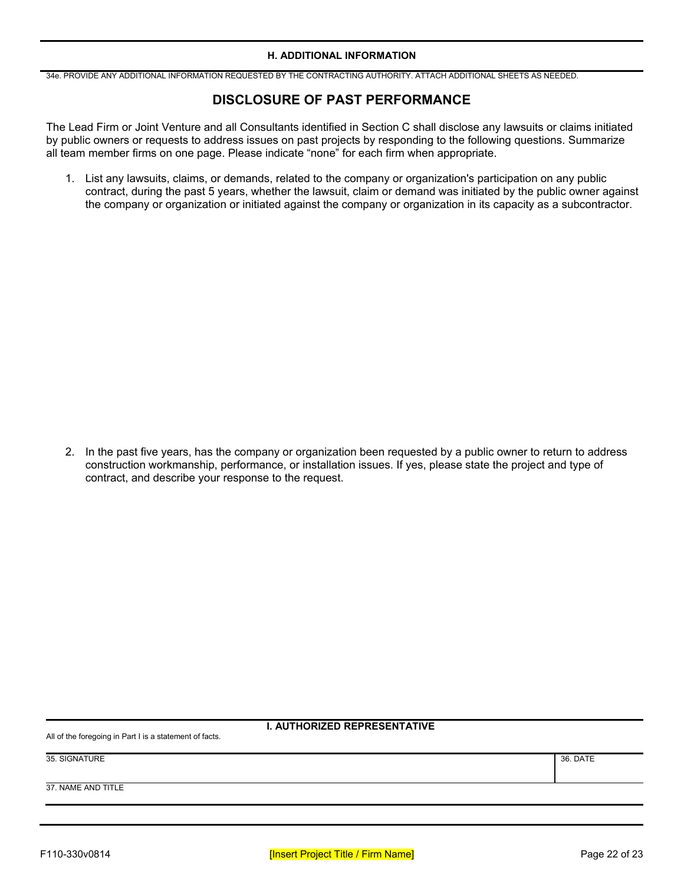## H. ADDITIONAL INFORMATION

34e. PROVIDE ANY ADDITIONAL INFORMATION REQUESTED BY THE CONTRACTING AUTHORITY. ATTACH ADDITIONAL SHEETS AS NEEDED.

# DISCLOSURE OF PAST PERFORMANCE

The Lead Firm or Joint Venture and all Consultants identified in Section C shall disclose any lawsuits or claims initiated by public owners or requests to address issues on past projects by responding to the following questions. Summarize all team member firms on one page. Please indicate "none" for each firm when appropriate.

1. List any lawsuits, claims, or demands, related to the company or organization's participation on any public contract, during the past 5 years, whether the lawsuit, claim or demand was initiated by the public owner against the company or organization or initiated against the company or organization in its capacity as a subcontractor.

2. In the past five years, has the company or organization been requested by a public owner to return to address construction workmanship, performance, or installation issues. If yes, please state the project and type of contract, and describe your response to the request.

## I. AUTHORIZED REPRESENTATIVE

All of the foregoing in Part I is a statement of facts.

| 35. SIGNATURE | 36. DATE |
|---|---|
| | |

37. NAME AND TITLE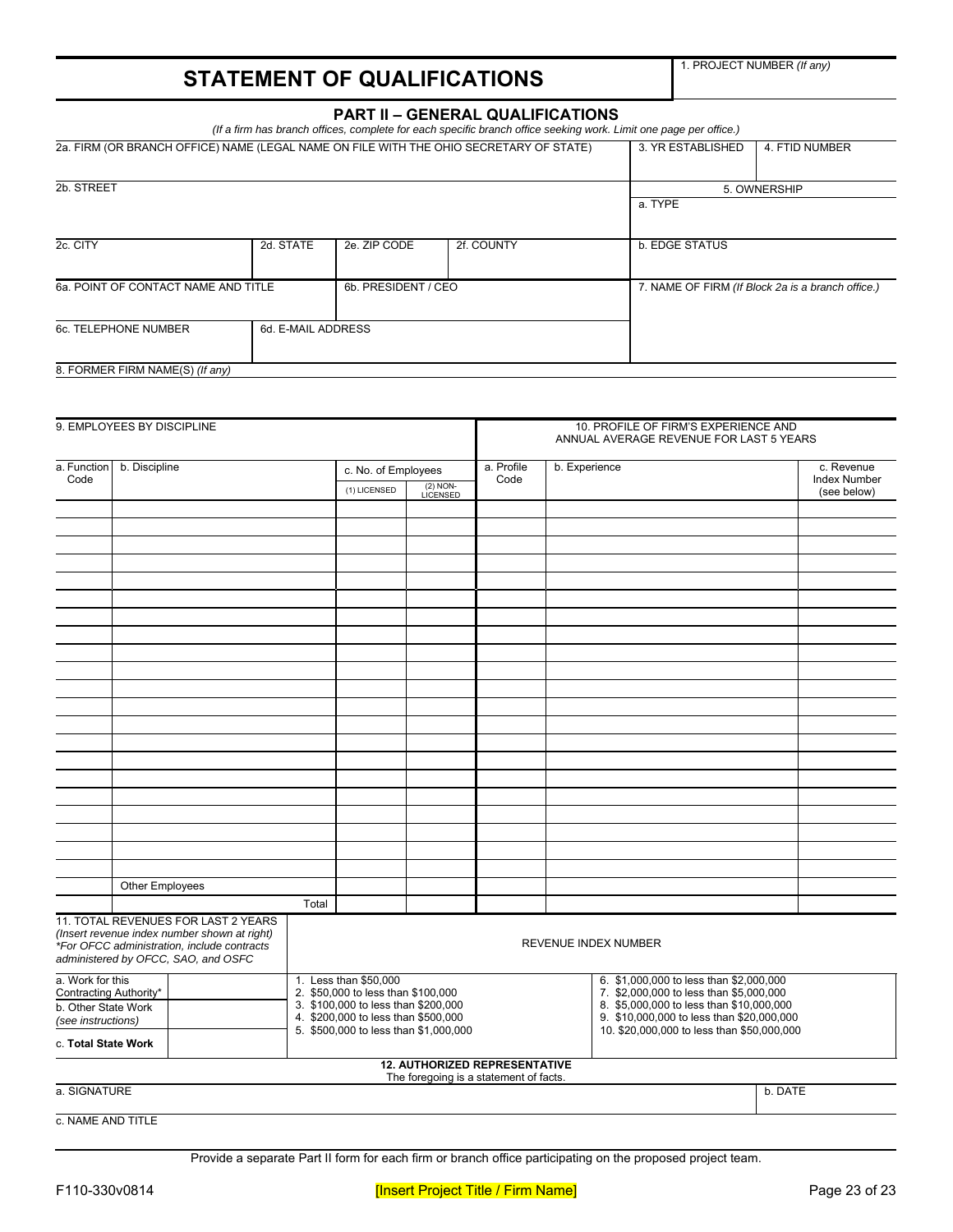# STATEMENT OF QUALIFICATIONS

1. PROJECT NUMBER *(If any)*

## PART II – GENERAL QUALIFICATIONS

*(If a firm has branch offices, complete for each specific branch office seeking work. Limit one page per office.)*

| | | | | | |
|---|---|---|---|---|---|
| 2a. FIRM (OR BRANCH OFFICE) NAME (LEGAL NAME ON FILE WITH THE OHIO SECRETARY OF STATE) | | | | 3. YR ESTABLISHED | 4. FTID NUMBER |
| 2b. STREET | | | | 5. OWNERSHIP<br>a. TYPE | |
| 2c. CITY | 2d. STATE | 2e. ZIP CODE | 2f. COUNTY | b. EDGE STATUS | |
| 6a. POINT OF CONTACT NAME AND TITLE | | 6b. PRESIDENT / CEO | | 7. NAME OF FIRM *(If Block 2a is a branch office.)* | |
| 6c. TELEPHONE NUMBER | 6d. E-MAIL ADDRESS | | | | |
| 8. FORMER FIRM NAME(S) *(If any)* | | | | | |

| 9. EMPLOYEES BY DISCIPLINE | | | | 10. PROFILE OF FIRM'S EXPERIENCE AND ANNUAL AVERAGE REVENUE FOR LAST 5 YEARS | | |
|---|---|---|---|---|---|---|
| a. Function Code | b. Discipline | c. No. of Employees (1) LICENSED | (2) NON-LICENSED | a. Profile Code | b. Experience | c. Revenue Index Number (see below) |
| | | | | | | |
| | | | | | | |
| | | | | | | |
| | | | | | | |
| | | | | | | |
| | | | | | | |
| | | | | | | |
| | | | | | | |
| | | | | | | |
| | | | | | | |
| | | | | | | |
| | | | | | | |
| | | | | | | |
| | | | | | | |
| | | | | | | |
| | | | | | | |
| | | | | | | |
| | | | | | | |
| | | | | | | |
| | | | | | | |
| | | | | | | |
| | | | | | | |
| | Other Employees | | | | | |
| | Total | | | | | |

| 11. TOTAL REVENUES FOR LAST 2 YEARS *(Insert revenue index number shown at right) \*For OFCC administration, include contracts administered by OFCC, SAO, and OSFC* | | REVENUE INDEX NUMBER | |
|---|---|---|---|
| a. Work for this Contracting Authority\* | | 1. Less than $50,000<br>2. $50,000 to less than $100,000<br>3. $100,000 to less than $200,000<br>4. $200,000 to less than $500,000<br>5. $500,000 to less than $1,000,000 | 6. $1,000,000 to less than $2,000,000<br>7. $2,000,000 to less than $5,000,000<br>8. $5,000,000 to less than $10,000,000<br>9. $10,000,000 to less than $20,000,000<br>10. $20,000,000 to less than $50,000,000 |
| b. Other State Work *(see instructions)* | | | |
| c. **Total State Work** | | | |

**12. AUTHORIZED REPRESENTATIVE**

The foregoing is a statement of facts.

| | |
|---|---|
| a. SIGNATURE | b. DATE |
| c. NAME AND TITLE | |

Provide a separate Part II form for each firm or branch office participating on the proposed project team.

F110-330v0814 [Insert Project Title / Firm Name]